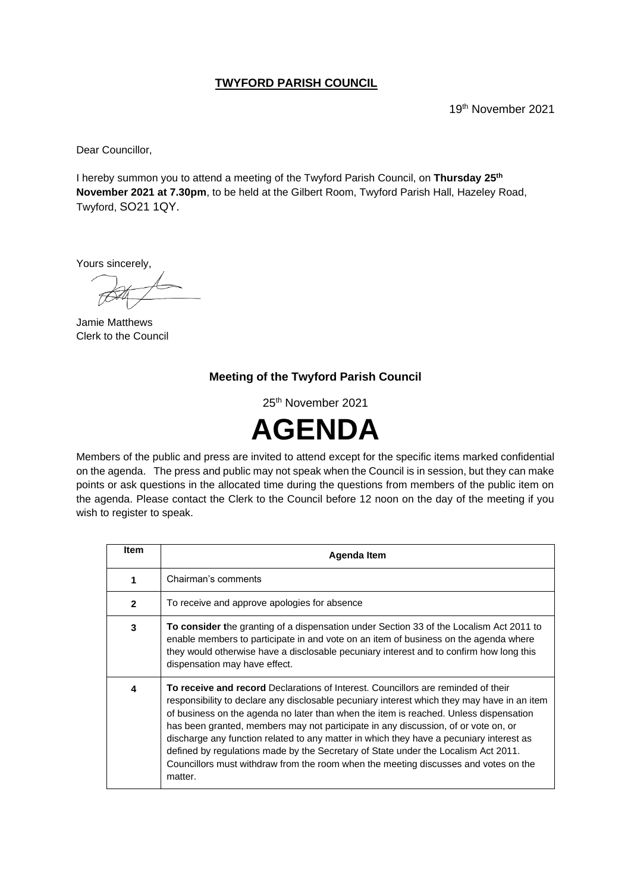**TWYFORD PARISH COUNCIL**

19th November 2021

Dear Councillor,

I hereby summon you to attend a meeting of the Twyford Parish Council, on **Thursday 25th November 2021 at 7.30pm**, to be held at the Gilbert Room, Twyford Parish Hall, Hazeley Road, Twyford, SO21 1QY.

Yours sincerely,

Jamie Matthews
Clerk to the Council

**Meeting of the Twyford Parish Council**

25th November 2021

# AGENDA

Members of the public and press are invited to attend except for the specific items marked confidential on the agenda. The press and public may not speak when the Council is in session, but they can make points or ask questions in the allocated time during the questions from members of the public item on the agenda. Please contact the Clerk to the Council before 12 noon on the day of the meeting if you wish to register to speak.

| Item | Agenda Item |
|---|---|
| 1 | Chairman's comments |
| 2 | To receive and approve apologies for absence |
| 3 | **To consider t**he granting of a dispensation under Section 33 of the Localism Act 2011 to enable members to participate in and vote on an item of business on the agenda where they would otherwise have a disclosable pecuniary interest and to confirm how long this dispensation may have effect. |
| 4 | **To receive and record** Declarations of Interest. Councillors are reminded of their responsibility to declare any disclosable pecuniary interest which they may have in an item of business on the agenda no later than when the item is reached. Unless dispensation has been granted, members may not participate in any discussion, of or vote on, or discharge any function related to any matter in which they have a pecuniary interest as defined by regulations made by the Secretary of State under the Localism Act 2011. Councillors must withdraw from the room when the meeting discusses and votes on the matter. |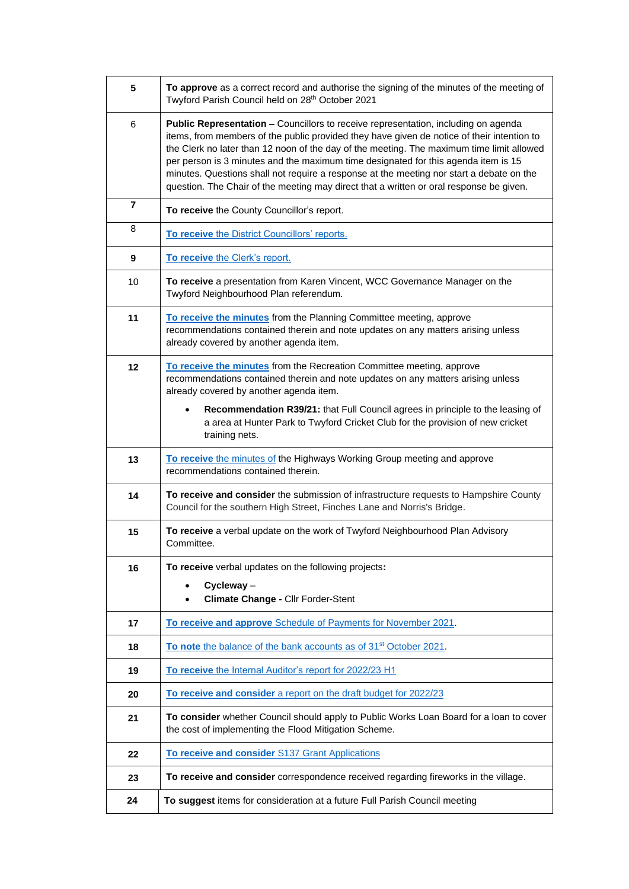| | |
|---|---|
| **5** | **To approve** as a correct record and authorise the signing of the minutes of the meeting of Twyford Parish Council held on 28th October 2021 |
| 6 | **Public Representation –** Councillors to receive representation, including on agenda items, from members of the public provided they have given de notice of their intention to the Clerk no later than 12 noon of the day of the meeting. The maximum time limit allowed per person is 3 minutes and the maximum time designated for this agenda item is 15 minutes. Questions shall not require a response at the meeting nor start a debate on the question. The Chair of the meeting may direct that a written or oral response be given. |
| **7** | **To receive** the County Councillor's report. |
| 8 | **To receive** the District Councillors' reports. |
| **9** | **To receive** the Clerk's report. |
| 10 | **To receive** a presentation from Karen Vincent, WCC Governance Manager on the Twyford Neighbourhood Plan referendum. |
| **11** | **To receive the minutes** from the Planning Committee meeting, approve recommendations contained therein and note updates on any matters arising unless already covered by another agenda item. |
| **12** | **To receive the minutes** from the Recreation Committee meeting, approve recommendations contained therein and note updates on any matters arising unless already covered by another agenda item.<br>• **Recommendation R39/21:** that Full Council agrees in principle to the leasing of a area at Hunter Park to Twyford Cricket Club for the provision of new cricket training nets. |
| **13** | **To receive** the minutes of the Highways Working Group meeting and approve recommendations contained therein. |
| **14** | **To receive and consider** the submission of infrastructure requests to Hampshire County Council for the southern High Street, Finches Lane and Norris's Bridge. |
| **15** | **To receive** a verbal update on the work of Twyford Neighbourhood Plan Advisory Committee. |
| **16** | **To receive** verbal updates on the following projects**:**<br>• **Cycleway** –<br>• **Climate Change -** Cllr Forder-Stent |
| **17** | **To receive and approve** Schedule of Payments for November 2021. |
| **18** | **To note** the balance of the bank accounts as of 31st October 2021. |
| **19** | **To receive** the Internal Auditor's report for 2022/23 H1 |
| **20** | **To receive and consider** a report on the draft budget for 2022/23 |
| **21** | **To consider** whether Council should apply to Public Works Loan Board for a loan to cover the cost of implementing the Flood Mitigation Scheme. |
| **22** | **To receive and consider** S137 Grant Applications |
| **23** | **To receive and consider** correspondence received regarding fireworks in the village. |
| **24** | **To suggest** items for consideration at a future Full Parish Council meeting |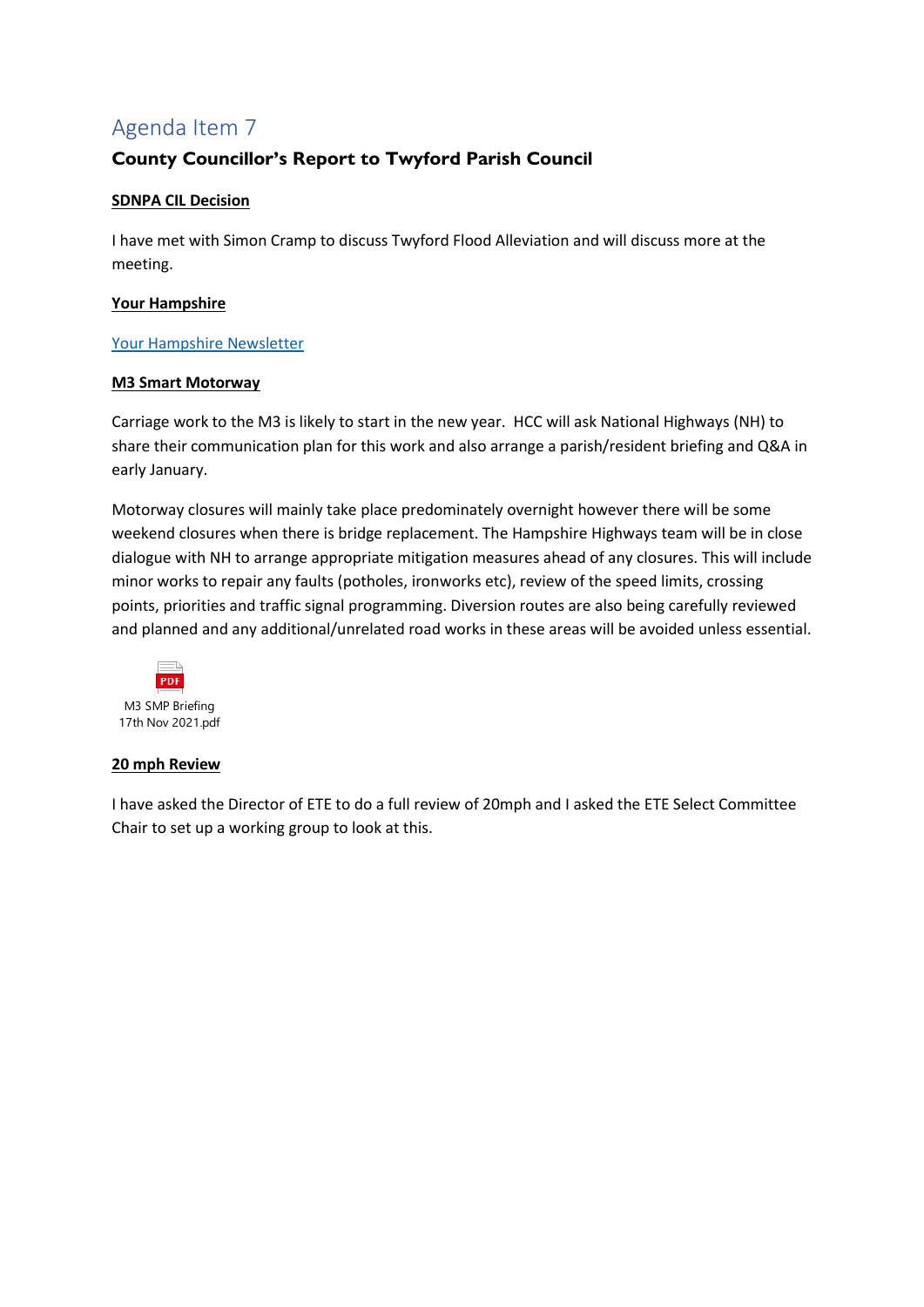# Agenda Item 7

## County Councillor's Report to Twyford Parish Council

**SDNPA CIL Decision**

I have met with Simon Cramp to discuss Twyford Flood Alleviation and will discuss more at the meeting.

**Your Hampshire**

Your Hampshire Newsletter

**M3 Smart Motorway**

Carriage work to the M3 is likely to start in the new year. HCC will ask National Highways (NH) to share their communication plan for this work and also arrange a parish/resident briefing and Q&A in early January.

Motorway closures will mainly take place predominately overnight however there will be some weekend closures when there is bridge replacement. The Hampshire Highways team will be in close dialogue with NH to arrange appropriate mitigation measures ahead of any closures. This will include minor works to repair any faults (potholes, ironworks etc), review of the speed limits, crossing points, priorities and traffic signal programming. Diversion routes are also being carefully reviewed and planned and any additional/unrelated road works in these areas will be avoided unless essential.

M3 SMP Briefing 17th Nov 2021.pdf

**20 mph Review**

I have asked the Director of ETE to do a full review of 20mph and I asked the ETE Select Committee Chair to set up a working group to look at this.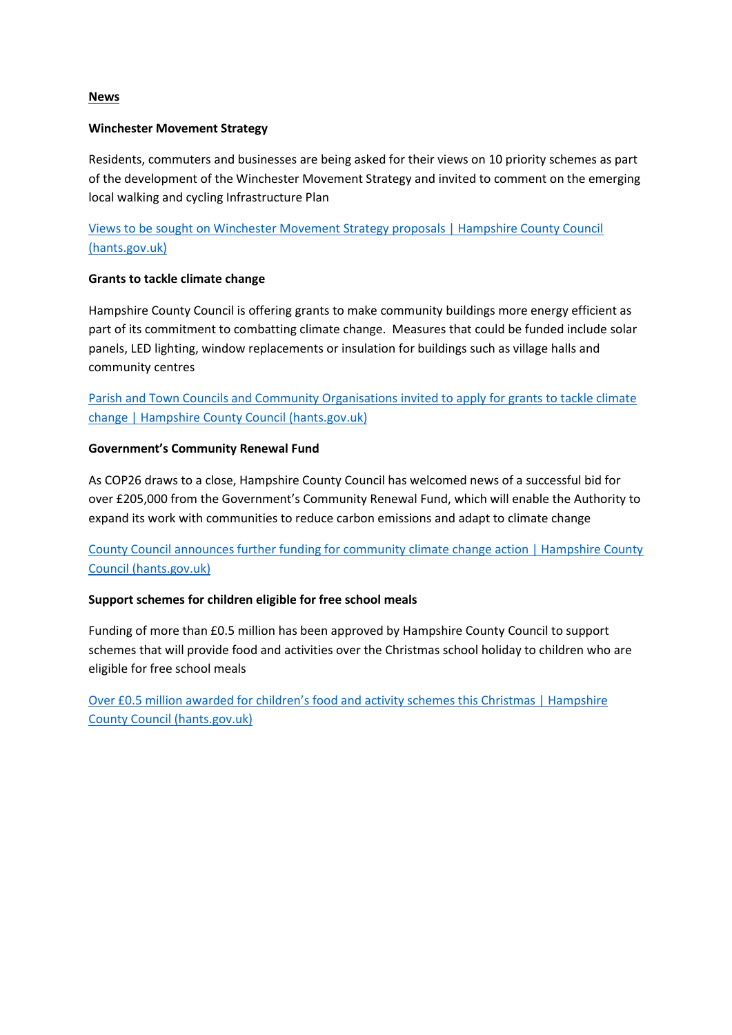**News**

**Winchester Movement Strategy**

Residents, commuters and businesses are being asked for their views on 10 priority schemes as part of the development of the Winchester Movement Strategy and invited to comment on the emerging local walking and cycling Infrastructure Plan

Views to be sought on Winchester Movement Strategy proposals | Hampshire County Council (hants.gov.uk)

**Grants to tackle climate change**

Hampshire County Council is offering grants to make community buildings more energy efficient as part of its commitment to combatting climate change. Measures that could be funded include solar panels, LED lighting, window replacements or insulation for buildings such as village halls and community centres

Parish and Town Councils and Community Organisations invited to apply for grants to tackle climate change | Hampshire County Council (hants.gov.uk)

**Government's Community Renewal Fund**

As COP26 draws to a close, Hampshire County Council has welcomed news of a successful bid for over £205,000 from the Government's Community Renewal Fund, which will enable the Authority to expand its work with communities to reduce carbon emissions and adapt to climate change

County Council announces further funding for community climate change action | Hampshire County Council (hants.gov.uk)

**Support schemes for children eligible for free school meals**

Funding of more than £0.5 million has been approved by Hampshire County Council to support schemes that will provide food and activities over the Christmas school holiday to children who are eligible for free school meals

Over £0.5 million awarded for children's food and activity schemes this Christmas | Hampshire County Council (hants.gov.uk)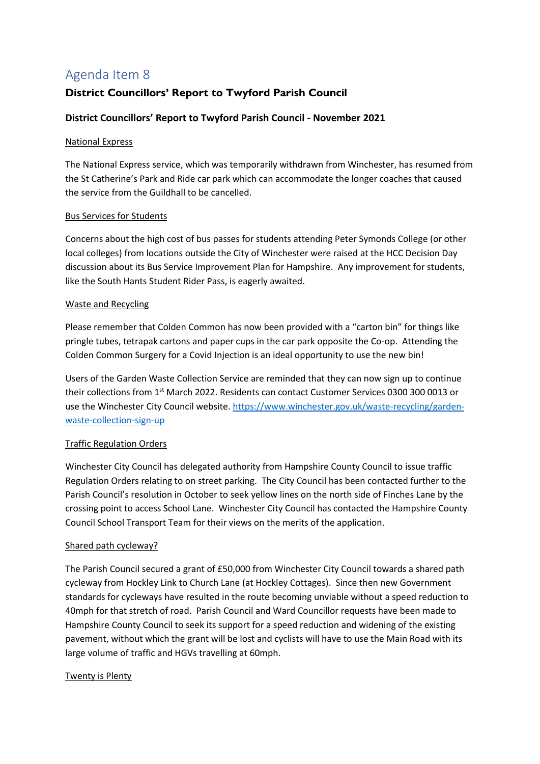# Agenda Item 8

## District Councillors' Report to Twyford Parish Council

### District Councillors' Report to Twyford Parish Council - November 2021

National Express

The National Express service, which was temporarily withdrawn from Winchester, has resumed from the St Catherine's Park and Ride car park which can accommodate the longer coaches that caused the service from the Guildhall to be cancelled.

Bus Services for Students

Concerns about the high cost of bus passes for students attending Peter Symonds College (or other local colleges) from locations outside the City of Winchester were raised at the HCC Decision Day discussion about its Bus Service Improvement Plan for Hampshire. Any improvement for students, like the South Hants Student Rider Pass, is eagerly awaited.

Waste and Recycling

Please remember that Colden Common has now been provided with a "carton bin" for things like pringle tubes, tetrapak cartons and paper cups in the car park opposite the Co-op. Attending the Colden Common Surgery for a Covid Injection is an ideal opportunity to use the new bin!

Users of the Garden Waste Collection Service are reminded that they can now sign up to continue their collections from 1st March 2022. Residents can contact Customer Services 0300 300 0013 or use the Winchester City Council website. https://www.winchester.gov.uk/waste-recycling/garden-waste-collection-sign-up

Traffic Regulation Orders

Winchester City Council has delegated authority from Hampshire County Council to issue traffic Regulation Orders relating to on street parking. The City Council has been contacted further to the Parish Council's resolution in October to seek yellow lines on the north side of Finches Lane by the crossing point to access School Lane. Winchester City Council has contacted the Hampshire County Council School Transport Team for their views on the merits of the application.

Shared path cycleway?

The Parish Council secured a grant of £50,000 from Winchester City Council towards a shared path cycleway from Hockley Link to Church Lane (at Hockley Cottages). Since then new Government standards for cycleways have resulted in the route becoming unviable without a speed reduction to 40mph for that stretch of road. Parish Council and Ward Councillor requests have been made to Hampshire County Council to seek its support for a speed reduction and widening of the existing pavement, without which the grant will be lost and cyclists will have to use the Main Road with its large volume of traffic and HGVs travelling at 60mph.

Twenty is Plenty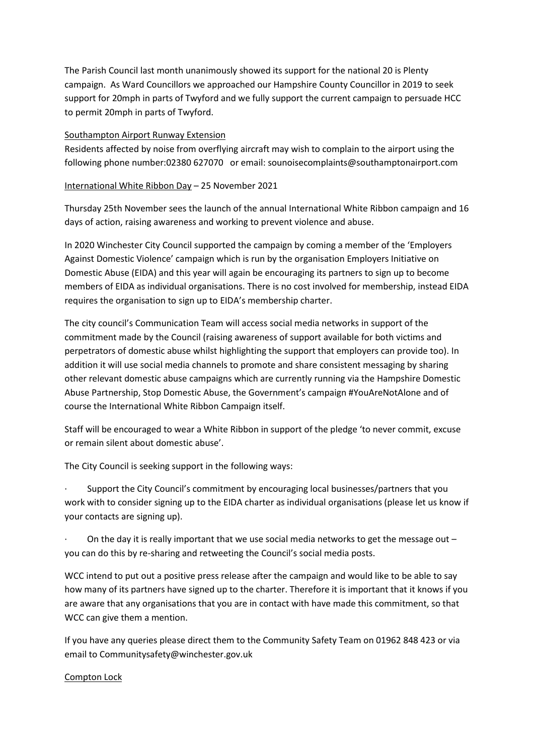The Parish Council last month unanimously showed its support for the national 20 is Plenty campaign. As Ward Councillors we approached our Hampshire County Councillor in 2019 to seek support for 20mph in parts of Twyford and we fully support the current campaign to persuade HCC to permit 20mph in parts of Twyford.

<u>Southampton Airport Runway Extension</u>

Residents affected by noise from overflying aircraft may wish to complain to the airport using the following phone number:02380 627070 or email: sounoisecomplaints@southamptonairport.com

<u>International White Ribbon Day</u> – 25 November 2021

Thursday 25th November sees the launch of the annual International White Ribbon campaign and 16 days of action, raising awareness and working to prevent violence and abuse.

In 2020 Winchester City Council supported the campaign by coming a member of the 'Employers Against Domestic Violence' campaign which is run by the organisation Employers Initiative on Domestic Abuse (EIDA) and this year will again be encouraging its partners to sign up to become members of EIDA as individual organisations. There is no cost involved for membership, instead EIDA requires the organisation to sign up to EIDA's membership charter.

The city council's Communication Team will access social media networks in support of the commitment made by the Council (raising awareness of support available for both victims and perpetrators of domestic abuse whilst highlighting the support that employers can provide too). In addition it will use social media channels to promote and share consistent messaging by sharing other relevant domestic abuse campaigns which are currently running via the Hampshire Domestic Abuse Partnership, Stop Domestic Abuse, the Government's campaign #YouAreNotAlone and of course the International White Ribbon Campaign itself.

Staff will be encouraged to wear a White Ribbon in support of the pledge 'to never commit, excuse or remain silent about domestic abuse'.

The City Council is seeking support in the following ways:

- Support the City Council's commitment by encouraging local businesses/partners that you work with to consider signing up to the EIDA charter as individual organisations (please let us know if your contacts are signing up).
- On the day it is really important that we use social media networks to get the message out – you can do this by re-sharing and retweeting the Council's social media posts.

WCC intend to put out a positive press release after the campaign and would like to be able to say how many of its partners have signed up to the charter. Therefore it is important that it knows if you are aware that any organisations that you are in contact with have made this commitment, so that WCC can give them a mention.

If you have any queries please direct them to the Community Safety Team on 01962 848 423 or via email to Communitysafety@winchester.gov.uk

<u>Compton Lock</u>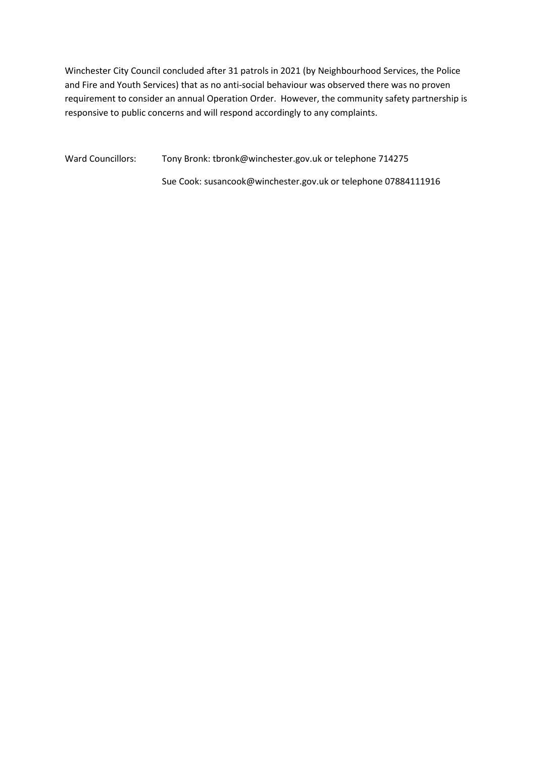Winchester City Council concluded after 31 patrols in 2021 (by Neighbourhood Services, the Police and Fire and Youth Services) that as no anti-social behaviour was observed there was no proven requirement to consider an annual Operation Order. However, the community safety partnership is responsive to public concerns and will respond accordingly to any complaints.

Ward Councillors: Tony Bronk: tbronk@winchester.gov.uk or telephone 714275

Sue Cook: susancook@winchester.gov.uk or telephone 07884111916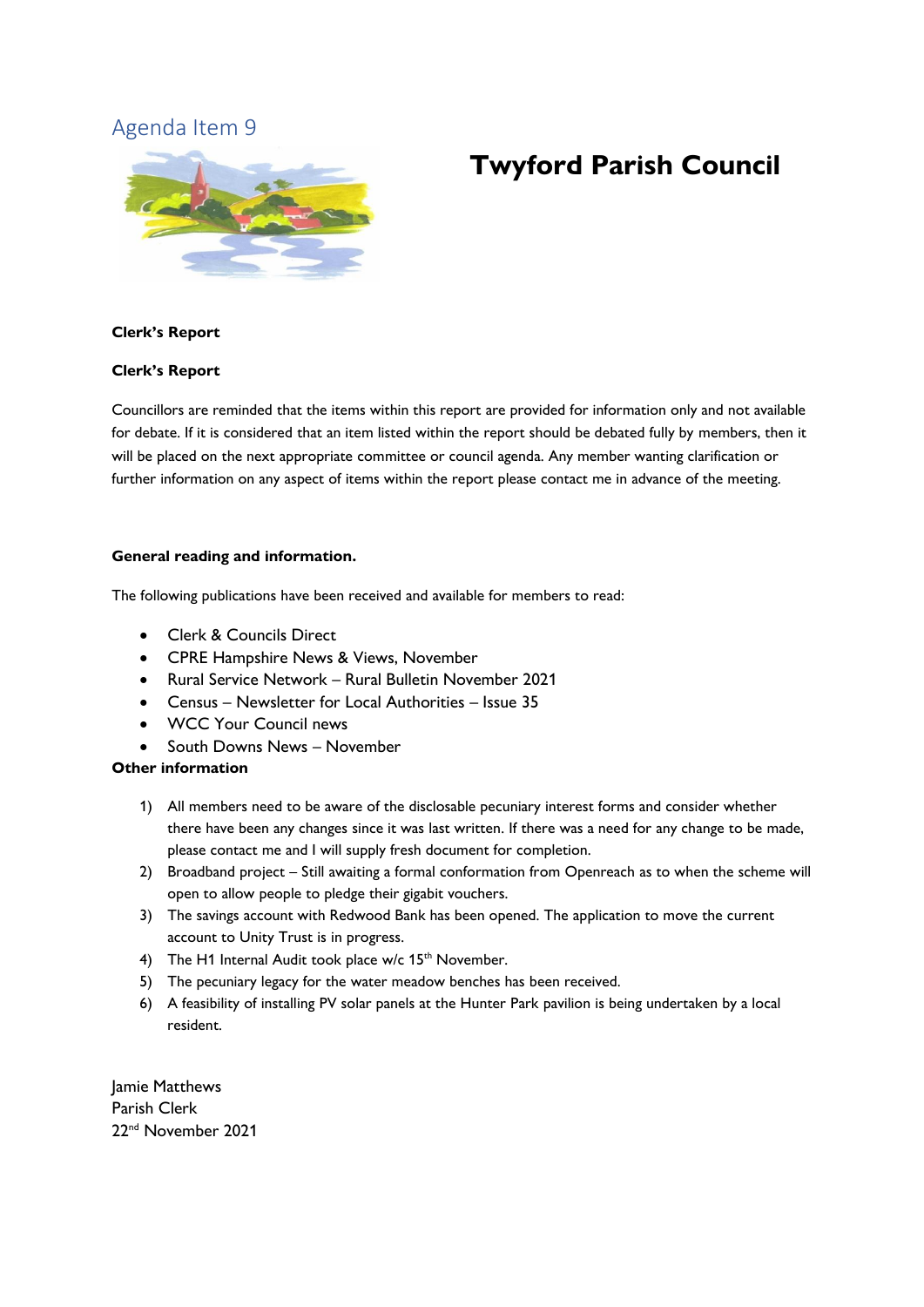Agenda Item 9

# Twyford Parish Council

**Clerk's Report**

**Clerk's Report**

Councillors are reminded that the items within this report are provided for information only and not available for debate. If it is considered that an item listed within the report should be debated fully by members, then it will be placed on the next appropriate committee or council agenda. Any member wanting clarification or further information on any aspect of items within the report please contact me in advance of the meeting.

**General reading and information.**

The following publications have been received and available for members to read:

- Clerk & Councils Direct
- CPRE Hampshire News & Views, November
- Rural Service Network – Rural Bulletin November 2021
- Census – Newsletter for Local Authorities – Issue 35
- WCC Your Council news
- South Downs News – November

**Other information**

1) All members need to be aware of the disclosable pecuniary interest forms and consider whether there have been any changes since it was last written. If there was a need for any change to be made, please contact me and I will supply fresh document for completion.
2) Broadband project – Still awaiting a formal conformation from Openreach as to when the scheme will open to allow people to pledge their gigabit vouchers.
3) The savings account with Redwood Bank has been opened. The application to move the current account to Unity Trust is in progress.
4) The H1 Internal Audit took place w/c 15th November.
5) The pecuniary legacy for the water meadow benches has been received.
6) A feasibility of installing PV solar panels at the Hunter Park pavilion is being undertaken by a local resident.

Jamie Matthews
Parish Clerk
22nd November 2021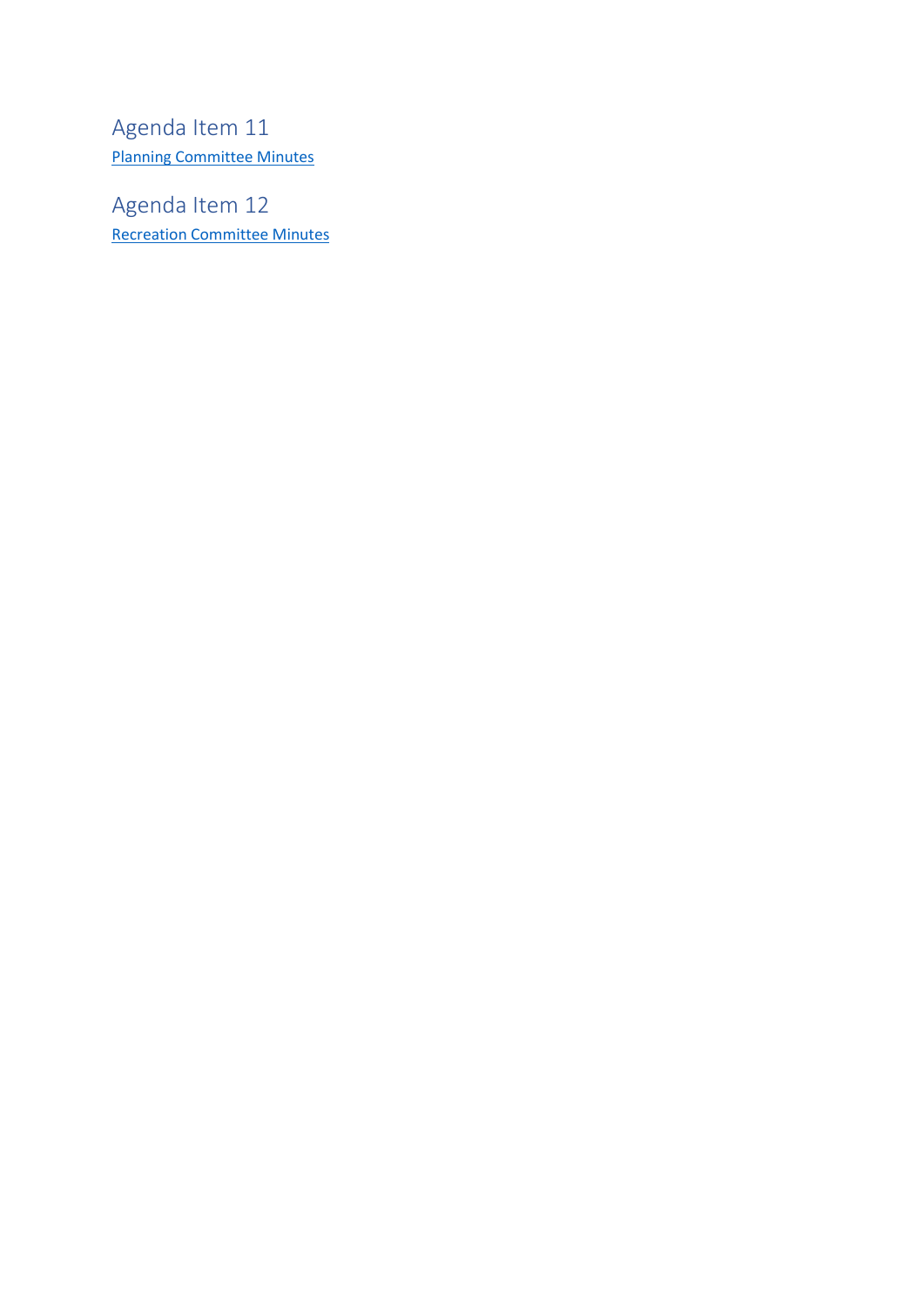## Agenda Item 11

Planning Committee Minutes

## Agenda Item 12

Recreation Committee Minutes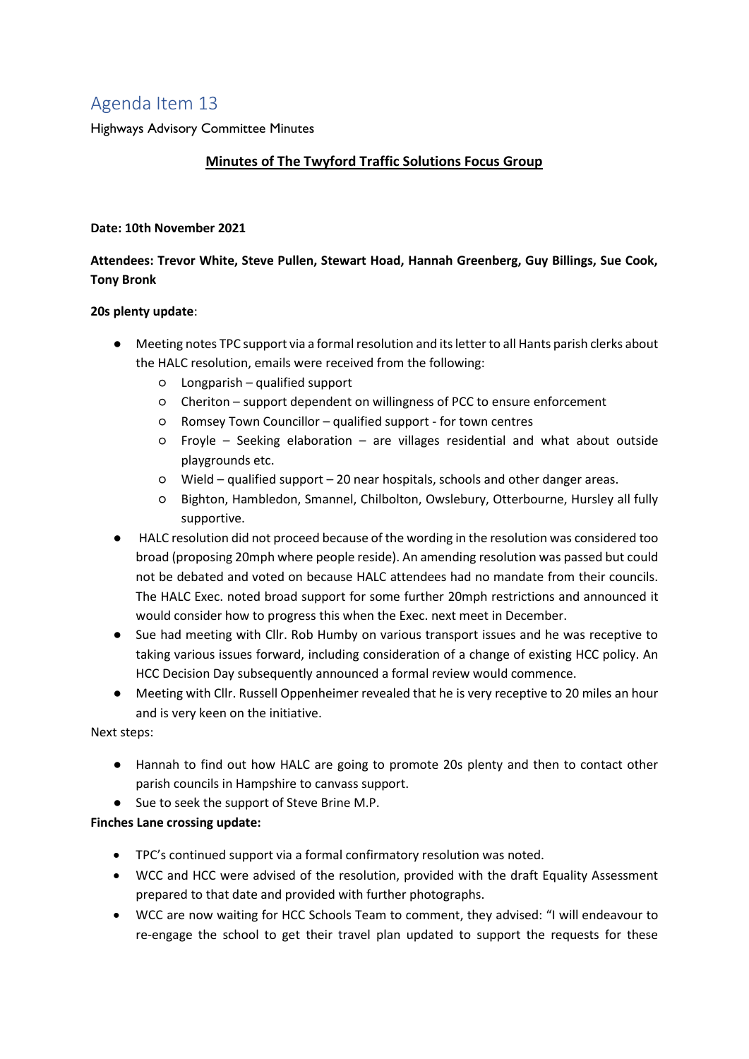# Agenda Item 13

Highways Advisory Committee Minutes

**Minutes of The Twyford Traffic Solutions Focus Group**

**Date: 10th November 2021**

**Attendees: Trevor White, Steve Pullen, Stewart Hoad, Hannah Greenberg, Guy Billings, Sue Cook, Tony Bronk**

**20s plenty update**:

- Meeting notes TPC support via a formal resolution and its letter to all Hants parish clerks about the HALC resolution, emails were received from the following:
  - Longparish – qualified support
  - Cheriton – support dependent on willingness of PCC to ensure enforcement
  - Romsey Town Councillor – qualified support - for town centres
  - Froyle – Seeking elaboration – are villages residential and what about outside playgrounds etc.
  - Wield – qualified support – 20 near hospitals, schools and other danger areas.
  - Bighton, Hambledon, Smannel, Chilbolton, Owslebury, Otterbourne, Hursley all fully supportive.
- HALC resolution did not proceed because of the wording in the resolution was considered too broad (proposing 20mph where people reside). An amending resolution was passed but could not be debated and voted on because HALC attendees had no mandate from their councils. The HALC Exec. noted broad support for some further 20mph restrictions and announced it would consider how to progress this when the Exec. next meet in December.
- Sue had meeting with Cllr. Rob Humby on various transport issues and he was receptive to taking various issues forward, including consideration of a change of existing HCC policy. An HCC Decision Day subsequently announced a formal review would commence.
- Meeting with Cllr. Russell Oppenheimer revealed that he is very receptive to 20 miles an hour and is very keen on the initiative.

Next steps:

- Hannah to find out how HALC are going to promote 20s plenty and then to contact other parish councils in Hampshire to canvass support.
- Sue to seek the support of Steve Brine M.P.

**Finches Lane crossing update:**

- TPC's continued support via a formal confirmatory resolution was noted.
- WCC and HCC were advised of the resolution, provided with the draft Equality Assessment prepared to that date and provided with further photographs.
- WCC are now waiting for HCC Schools Team to comment, they advised: "I will endeavour to re-engage the school to get their travel plan updated to support the requests for these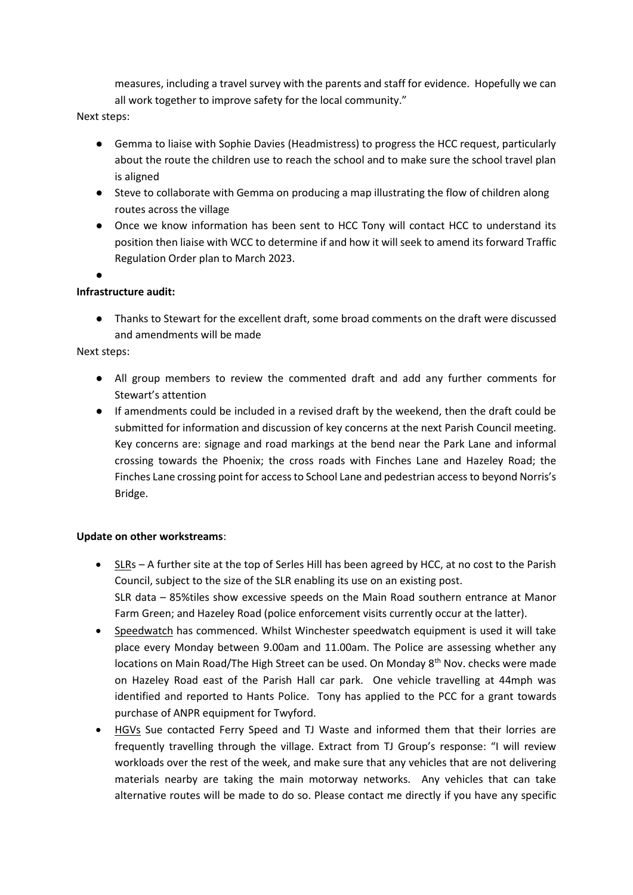measures, including a travel survey with the parents and staff for evidence. Hopefully we can all work together to improve safety for the local community."

Next steps:

- Gemma to liaise with Sophie Davies (Headmistress) to progress the HCC request, particularly about the route the children use to reach the school and to make sure the school travel plan is aligned
- Steve to collaborate with Gemma on producing a map illustrating the flow of children along routes across the village
- Once we know information has been sent to HCC Tony will contact HCC to understand its position then liaise with WCC to determine if and how it will seek to amend its forward Traffic Regulation Order plan to March 2023.
- 

**Infrastructure audit:**

- Thanks to Stewart for the excellent draft, some broad comments on the draft were discussed and amendments will be made

Next steps:

- All group members to review the commented draft and add any further comments for Stewart's attention
- If amendments could be included in a revised draft by the weekend, then the draft could be submitted for information and discussion of key concerns at the next Parish Council meeting. Key concerns are: signage and road markings at the bend near the Park Lane and informal crossing towards the Phoenix; the cross roads with Finches Lane and Hazeley Road; the Finches Lane crossing point for access to School Lane and pedestrian access to beyond Norris's Bridge.

**Update on other workstreams**:

- SLRs – A further site at the top of Serles Hill has been agreed by HCC, at no cost to the Parish Council, subject to the size of the SLR enabling its use on an existing post.
  SLR data – 85%tiles show excessive speeds on the Main Road southern entrance at Manor Farm Green; and Hazeley Road (police enforcement visits currently occur at the latter).
- Speedwatch has commenced. Whilst Winchester speedwatch equipment is used it will take place every Monday between 9.00am and 11.00am. The Police are assessing whether any locations on Main Road/The High Street can be used. On Monday 8th Nov. checks were made on Hazeley Road east of the Parish Hall car park. One vehicle travelling at 44mph was identified and reported to Hants Police. Tony has applied to the PCC for a grant towards purchase of ANPR equipment for Twyford.
- HGVs Sue contacted Ferry Speed and TJ Waste and informed them that their lorries are frequently travelling through the village. Extract from TJ Group's response: "I will review workloads over the rest of the week, and make sure that any vehicles that are not delivering materials nearby are taking the main motorway networks. Any vehicles that can take alternative routes will be made to do so. Please contact me directly if you have any specific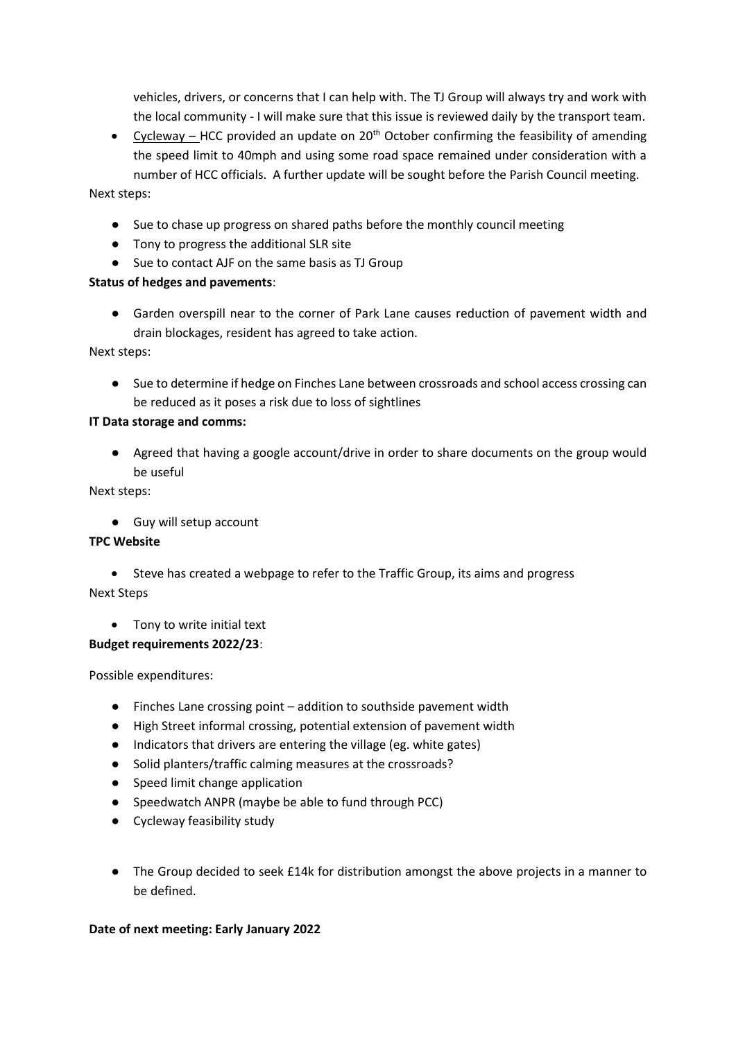vehicles, drivers, or concerns that I can help with. The TJ Group will always try and work with the local community - I will make sure that this issue is reviewed daily by the transport team.

- Cycleway – HCC provided an update on 20th October confirming the feasibility of amending the speed limit to 40mph and using some road space remained under consideration with a number of HCC officials. A further update will be sought before the Parish Council meeting.

Next steps:

- Sue to chase up progress on shared paths before the monthly council meeting
- Tony to progress the additional SLR site
- Sue to contact AJF on the same basis as TJ Group

**Status of hedges and pavements**:

- Garden overspill near to the corner of Park Lane causes reduction of pavement width and drain blockages, resident has agreed to take action.

Next steps:

- Sue to determine if hedge on Finches Lane between crossroads and school access crossing can be reduced as it poses a risk due to loss of sightlines

**IT Data storage and comms:**

- Agreed that having a google account/drive in order to share documents on the group would be useful

Next steps:

- Guy will setup account

**TPC Website**

- Steve has created a webpage to refer to the Traffic Group, its aims and progress

Next Steps

- Tony to write initial text

**Budget requirements 2022/23**:

Possible expenditures:

- Finches Lane crossing point – addition to southside pavement width
- High Street informal crossing, potential extension of pavement width
- Indicators that drivers are entering the village (eg. white gates)
- Solid planters/traffic calming measures at the crossroads?
- Speed limit change application
- Speedwatch ANPR (maybe be able to fund through PCC)
- Cycleway feasibility study

- The Group decided to seek £14k for distribution amongst the above projects in a manner to be defined.

**Date of next meeting: Early January 2022**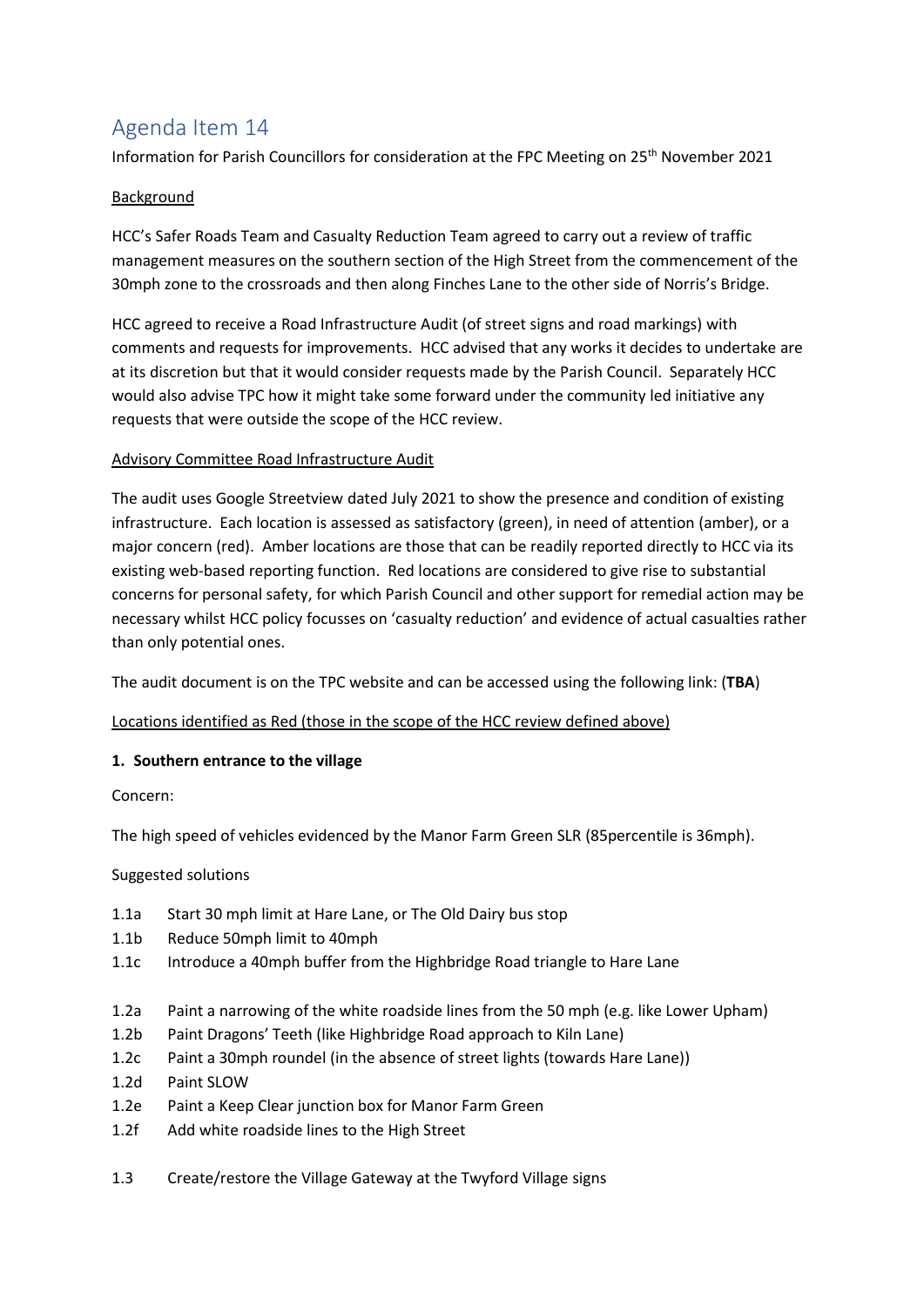# Agenda Item 14

Information for Parish Councillors for consideration at the FPC Meeting on 25th November 2021

Background

HCC's Safer Roads Team and Casualty Reduction Team agreed to carry out a review of traffic management measures on the southern section of the High Street from the commencement of the 30mph zone to the crossroads and then along Finches Lane to the other side of Norris's Bridge.

HCC agreed to receive a Road Infrastructure Audit (of street signs and road markings) with comments and requests for improvements. HCC advised that any works it decides to undertake are at its discretion but that it would consider requests made by the Parish Council. Separately HCC would also advise TPC how it might take some forward under the community led initiative any requests that were outside the scope of the HCC review.

Advisory Committee Road Infrastructure Audit

The audit uses Google Streetview dated July 2021 to show the presence and condition of existing infrastructure. Each location is assessed as satisfactory (green), in need of attention (amber), or a major concern (red). Amber locations are those that can be readily reported directly to HCC via its existing web-based reporting function. Red locations are considered to give rise to substantial concerns for personal safety, for which Parish Council and other support for remedial action may be necessary whilst HCC policy focusses on 'casualty reduction' and evidence of actual casualties rather than only potential ones.

The audit document is on the TPC website and can be accessed using the following link: (**TBA**)

Locations identified as Red (those in the scope of the HCC review defined above)

**1. Southern entrance to the village**

Concern:

The high speed of vehicles evidenced by the Manor Farm Green SLR (85percentile is 36mph).

Suggested solutions

1.1a Start 30 mph limit at Hare Lane, or The Old Dairy bus stop
1.1b Reduce 50mph limit to 40mph
1.1c Introduce a 40mph buffer from the Highbridge Road triangle to Hare Lane

1.2a Paint a narrowing of the white roadside lines from the 50 mph (e.g. like Lower Upham)
1.2b Paint Dragons' Teeth (like Highbridge Road approach to Kiln Lane)
1.2c Paint a 30mph roundel (in the absence of street lights (towards Hare Lane))
1.2d Paint SLOW
1.2e Paint a Keep Clear junction box for Manor Farm Green
1.2f Add white roadside lines to the High Street

1.3 Create/restore the Village Gateway at the Twyford Village signs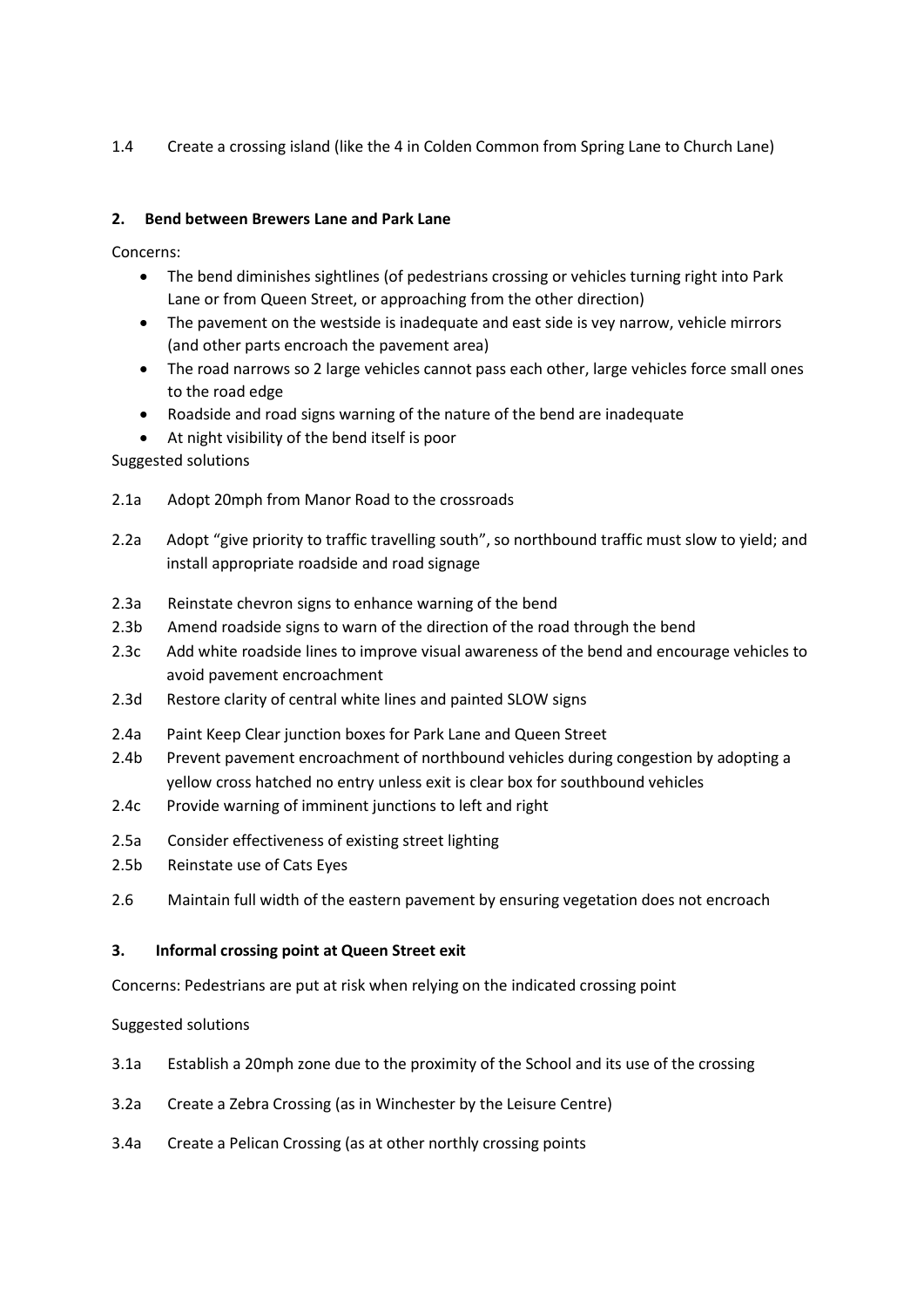1.4 Create a crossing island (like the 4 in Colden Common from Spring Lane to Church Lane)

**2. Bend between Brewers Lane and Park Lane**

Concerns:

- The bend diminishes sightlines (of pedestrians crossing or vehicles turning right into Park Lane or from Queen Street, or approaching from the other direction)
- The pavement on the westside is inadequate and east side is vey narrow, vehicle mirrors (and other parts encroach the pavement area)
- The road narrows so 2 large vehicles cannot pass each other, large vehicles force small ones to the road edge
- Roadside and road signs warning of the nature of the bend are inadequate
- At night visibility of the bend itself is poor

Suggested solutions

2.1a Adopt 20mph from Manor Road to the crossroads

2.2a Adopt "give priority to traffic travelling south", so northbound traffic must slow to yield; and install appropriate roadside and road signage

2.3a Reinstate chevron signs to enhance warning of the bend
2.3b Amend roadside signs to warn of the direction of the road through the bend
2.3c Add white roadside lines to improve visual awareness of the bend and encourage vehicles to avoid pavement encroachment
2.3d Restore clarity of central white lines and painted SLOW signs

2.4a Paint Keep Clear junction boxes for Park Lane and Queen Street
2.4b Prevent pavement encroachment of northbound vehicles during congestion by adopting a yellow cross hatched no entry unless exit is clear box for southbound vehicles
2.4c Provide warning of imminent junctions to left and right

2.5a Consider effectiveness of existing street lighting
2.5b Reinstate use of Cats Eyes

2.6 Maintain full width of the eastern pavement by ensuring vegetation does not encroach

**3. Informal crossing point at Queen Street exit**

Concerns: Pedestrians are put at risk when relying on the indicated crossing point

Suggested solutions

3.1a Establish a 20mph zone due to the proximity of the School and its use of the crossing

3.2a Create a Zebra Crossing (as in Winchester by the Leisure Centre)

3.4a Create a Pelican Crossing (as at other northly crossing points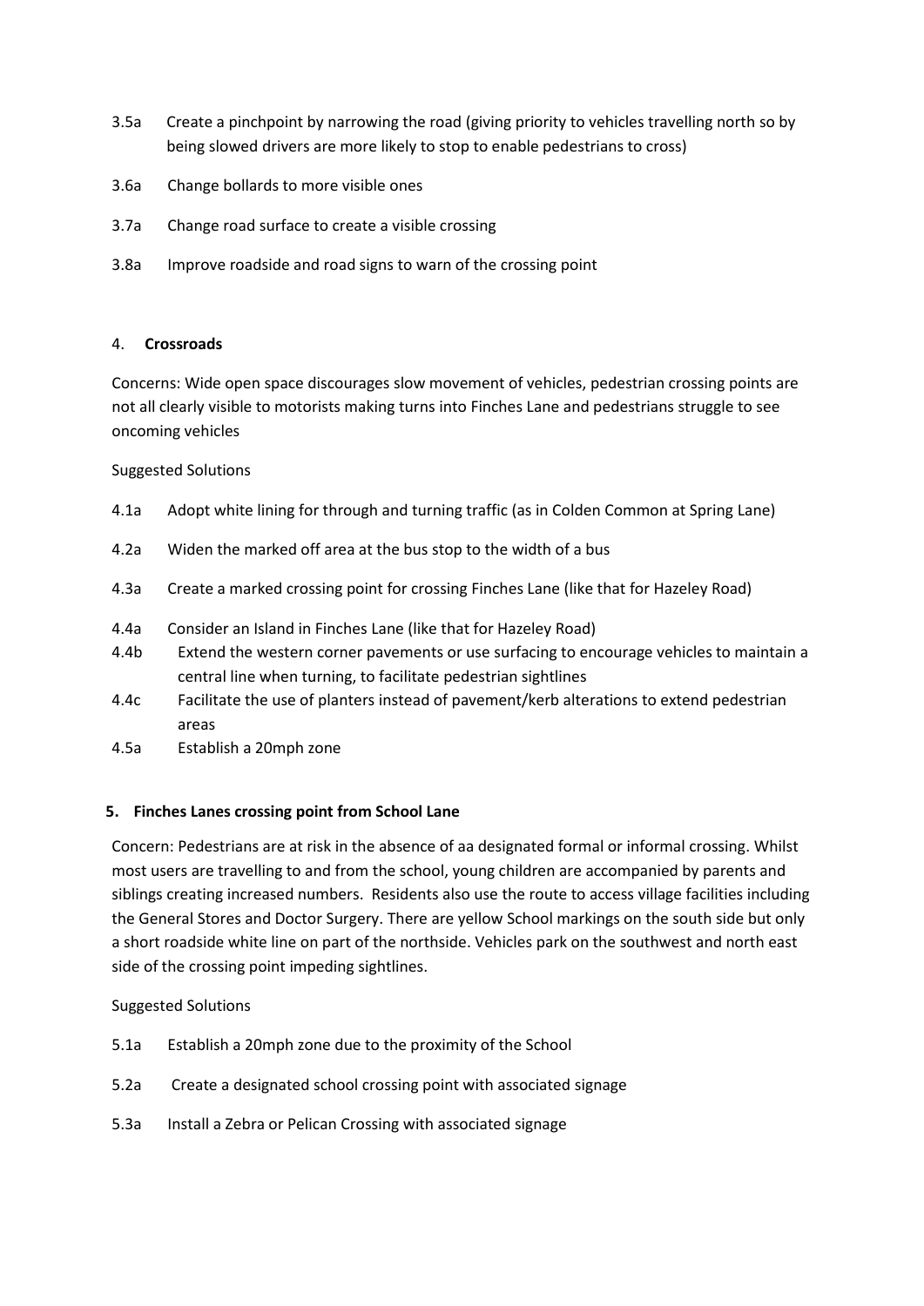3.5a Create a pinchpoint by narrowing the road (giving priority to vehicles travelling north so by being slowed drivers are more likely to stop to enable pedestrians to cross)

3.6a Change bollards to more visible ones

3.7a Change road surface to create a visible crossing

3.8a Improve roadside and road signs to warn of the crossing point

4. **Crossroads**

Concerns: Wide open space discourages slow movement of vehicles, pedestrian crossing points are not all clearly visible to motorists making turns into Finches Lane and pedestrians struggle to see oncoming vehicles

Suggested Solutions

4.1a Adopt white lining for through and turning traffic (as in Colden Common at Spring Lane)

4.2a Widen the marked off area at the bus stop to the width of a bus

4.3a Create a marked crossing point for crossing Finches Lane (like that for Hazeley Road)

4.4a Consider an Island in Finches Lane (like that for Hazeley Road)

4.4b Extend the western corner pavements or use surfacing to encourage vehicles to maintain a central line when turning, to facilitate pedestrian sightlines

4.4c Facilitate the use of planters instead of pavement/kerb alterations to extend pedestrian areas

4.5a Establish a 20mph zone

**5. Finches Lanes crossing point from School Lane**

Concern: Pedestrians are at risk in the absence of aa designated formal or informal crossing. Whilst most users are travelling to and from the school, young children are accompanied by parents and siblings creating increased numbers. Residents also use the route to access village facilities including the General Stores and Doctor Surgery. There are yellow School markings on the south side but only a short roadside white line on part of the northside. Vehicles park on the southwest and north east side of the crossing point impeding sightlines.

Suggested Solutions

5.1a Establish a 20mph zone due to the proximity of the School

5.2a Create a designated school crossing point with associated signage

5.3a Install a Zebra or Pelican Crossing with associated signage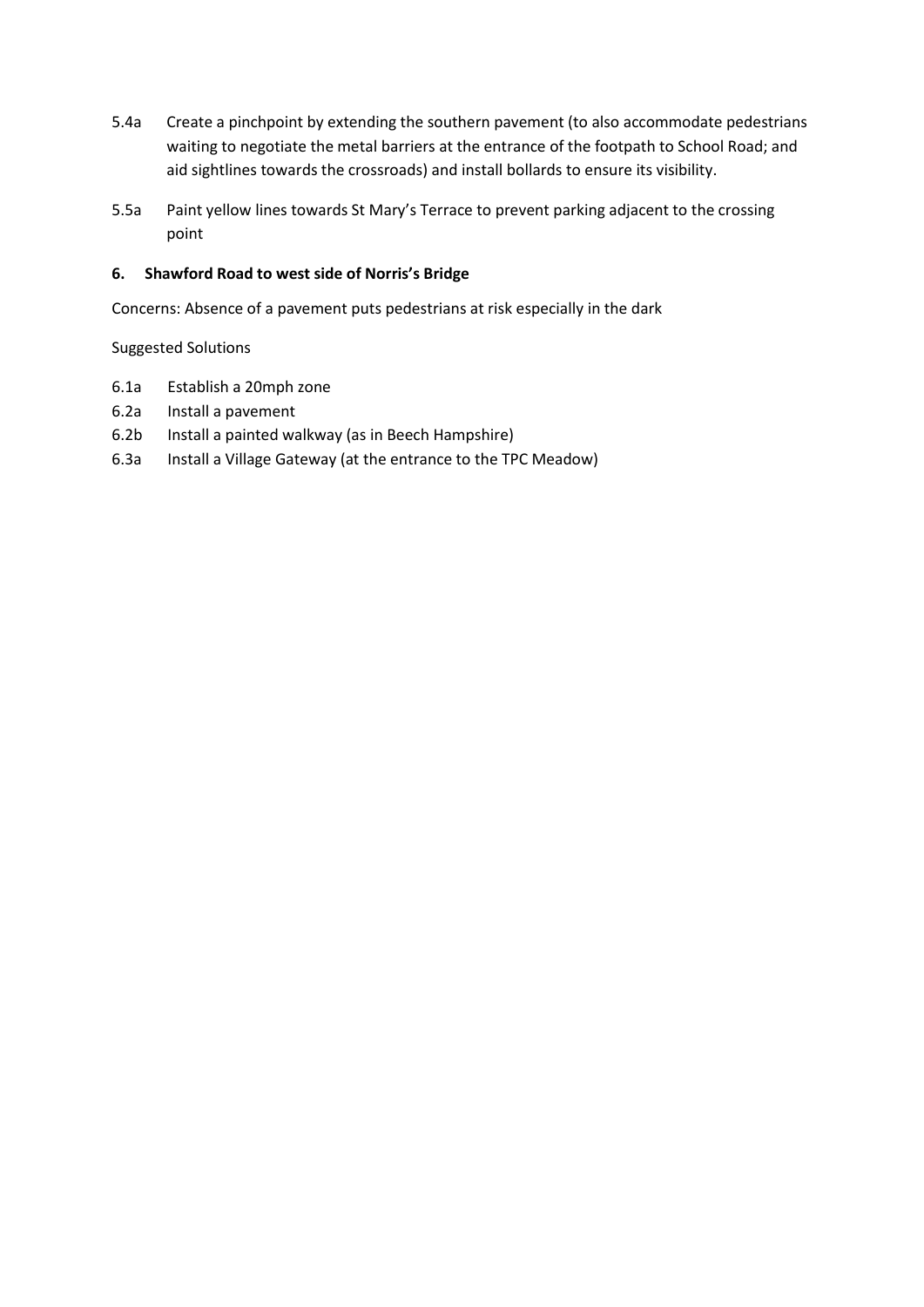5.4a Create a pinchpoint by extending the southern pavement (to also accommodate pedestrians waiting to negotiate the metal barriers at the entrance of the footpath to School Road; and aid sightlines towards the crossroads) and install bollards to ensure its visibility.

5.5a Paint yellow lines towards St Mary's Terrace to prevent parking adjacent to the crossing point

**6. Shawford Road to west side of Norris's Bridge**

Concerns: Absence of a pavement puts pedestrians at risk especially in the dark

Suggested Solutions

6.1a Establish a 20mph zone
6.2a Install a pavement
6.2b Install a painted walkway (as in Beech Hampshire)
6.3a Install a Village Gateway (at the entrance to the TPC Meadow)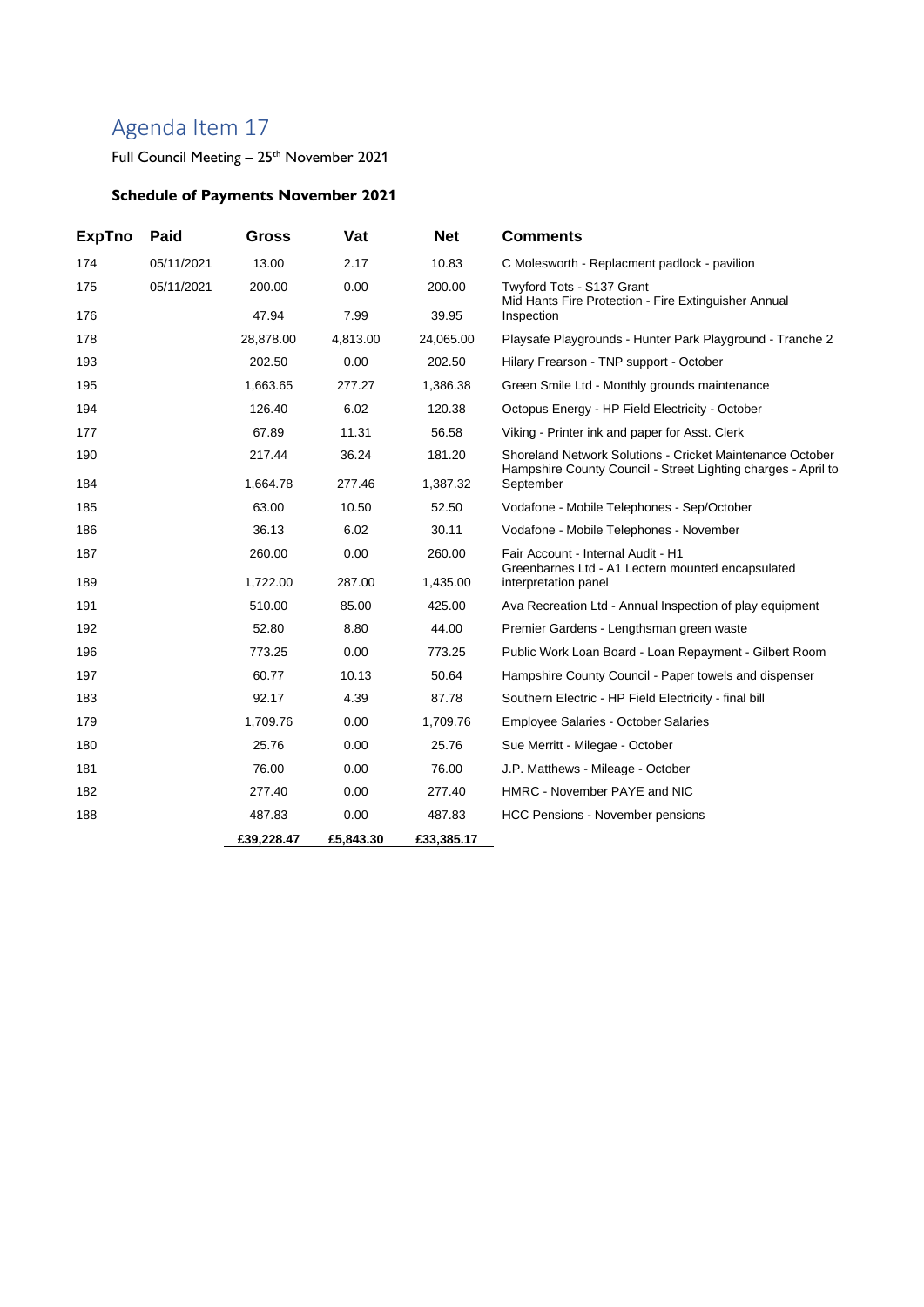# Agenda Item 17

Full Council Meeting – 25th November 2021

### Schedule of Payments November 2021

| ExpTno | Paid | Gross | Vat | Net | Comments |
|---|---|---|---|---|---|
| 174 | 05/11/2021 | 13.00 | 2.17 | 10.83 | C Molesworth - Replacment padlock - pavilion |
| 175 | 05/11/2021 | 200.00 | 0.00 | 200.00 | Twyford Tots - S137 Grant |
| 176 | | 47.94 | 7.99 | 39.95 | Mid Hants Fire Protection - Fire Extinguisher Annual Inspection |
| 178 | | 28,878.00 | 4,813.00 | 24,065.00 | Playsafe Playgrounds - Hunter Park Playground - Tranche 2 |
| 193 | | 202.50 | 0.00 | 202.50 | Hilary Frearson - TNP support - October |
| 195 | | 1,663.65 | 277.27 | 1,386.38 | Green Smile Ltd - Monthly grounds maintenance |
| 194 | | 126.40 | 6.02 | 120.38 | Octopus Energy - HP Field Electricity - October |
| 177 | | 67.89 | 11.31 | 56.58 | Viking - Printer ink and paper for Asst. Clerk |
| 190 | | 217.44 | 36.24 | 181.20 | Shoreland Network Solutions - Cricket Maintenance October |
| 184 | | 1,664.78 | 277.46 | 1,387.32 | Hampshire County Council - Street Lighting charges - April to September |
| 185 | | 63.00 | 10.50 | 52.50 | Vodafone - Mobile Telephones - Sep/October |
| 186 | | 36.13 | 6.02 | 30.11 | Vodafone - Mobile Telephones - November |
| 187 | | 260.00 | 0.00 | 260.00 | Fair Account - Internal Audit - H1 |
| 189 | | 1,722.00 | 287.00 | 1,435.00 | Greenbarnes Ltd - A1 Lectern mounted encapsulated interpretation panel |
| 191 | | 510.00 | 85.00 | 425.00 | Ava Recreation Ltd - Annual Inspection of play equipment |
| 192 | | 52.80 | 8.80 | 44.00 | Premier Gardens - Lengthsman green waste |
| 196 | | 773.25 | 0.00 | 773.25 | Public Work Loan Board - Loan Repayment - Gilbert Room |
| 197 | | 60.77 | 10.13 | 50.64 | Hampshire County Council - Paper towels and dispenser |
| 183 | | 92.17 | 4.39 | 87.78 | Southern Electric - HP Field Electricity - final bill |
| 179 | | 1,709.76 | 0.00 | 1,709.76 | Employee Salaries - October Salaries |
| 180 | | 25.76 | 0.00 | 25.76 | Sue Merritt - Milegae - October |
| 181 | | 76.00 | 0.00 | 76.00 | J.P. Matthews - Mileage - October |
| 182 | | 277.40 | 0.00 | 277.40 | HMRC - November PAYE and NIC |
| 188 | | 487.83 | 0.00 | 487.83 | HCC Pensions - November pensions |
| | | **£39,228.47** | **£5,843.30** | **£33,385.17** | |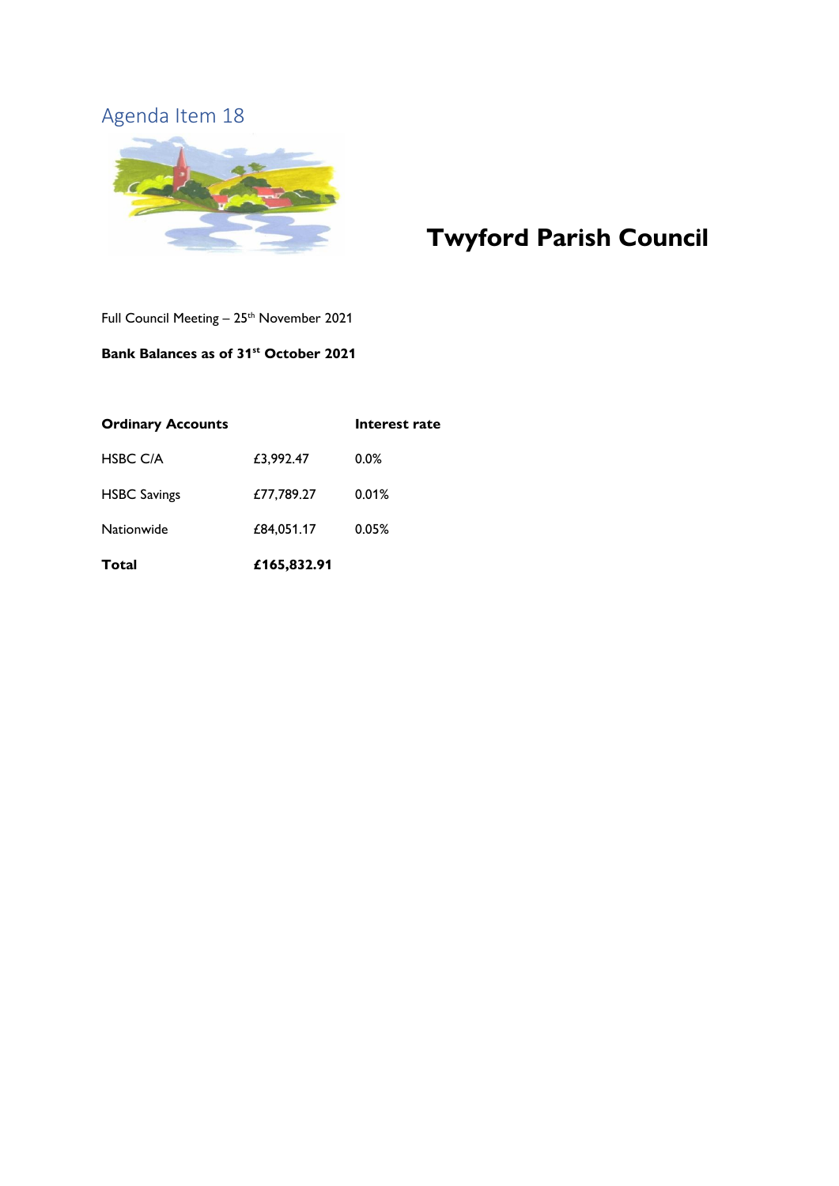Agenda Item 18

# Twyford Parish Council

Full Council Meeting – 25th November 2021

**Bank Balances as of 31st October 2021**

| **Ordinary Accounts** | | **Interest rate** |
|---|---|---|
| HSBC C/A | £3,992.47 | 0.0% |
| HSBC Savings | £77,789.27 | 0.01% |
| Nationwide | £84,051.17 | 0.05% |
| **Total** | **£165,832.91** | |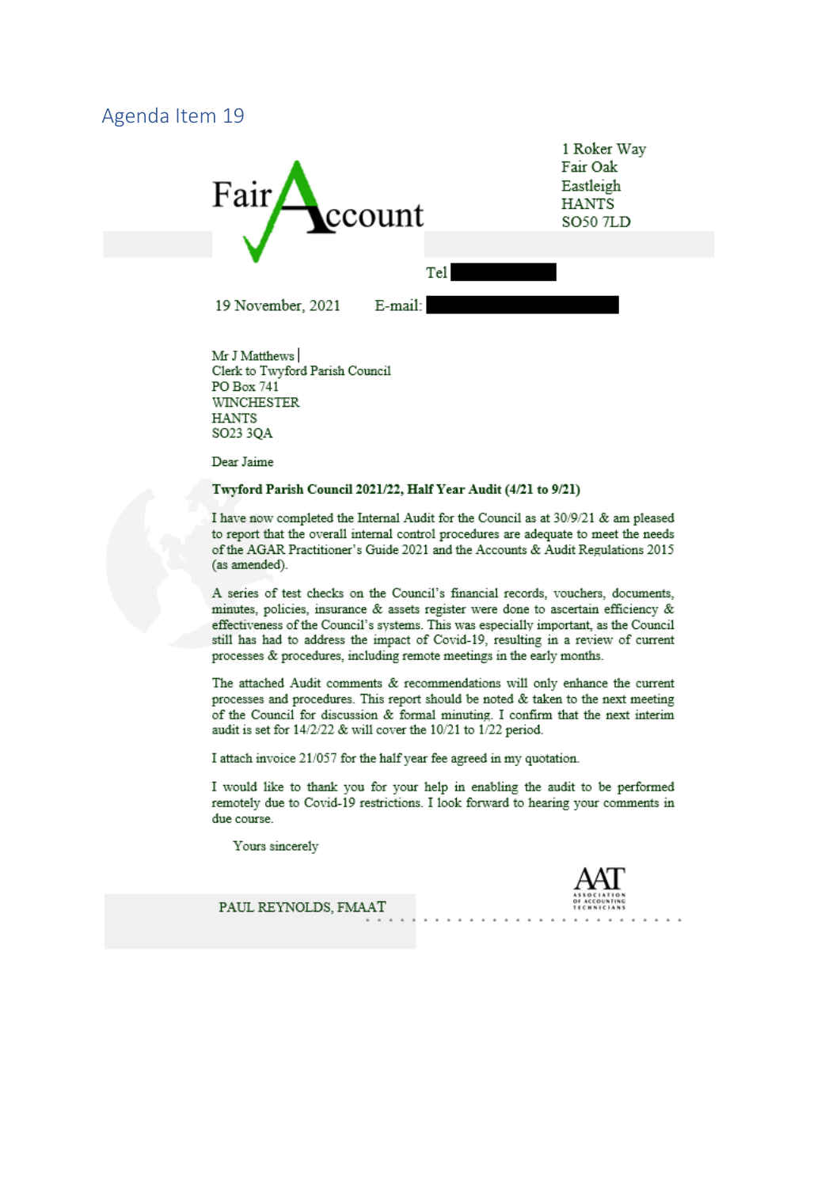## Agenda Item 19

Fair Account

1 Roker Way
Fair Oak
Eastleigh
HANTS
SO50 7LD

Tel

19 November, 2021 E-mail:

Mr J Matthews
Clerk to Twyford Parish Council
PO Box 741
WINCHESTER
HANTS
SO23 3QA

Dear Jaime

**Twyford Parish Council 2021/22, Half Year Audit (4/21 to 9/21)**

I have now completed the Internal Audit for the Council as at 30/9/21 & am pleased to report that the overall internal control procedures are adequate to meet the needs of the AGAR Practitioner's Guide 2021 and the Accounts & Audit Regulations 2015 (as amended).

A series of test checks on the Council's financial records, vouchers, documents, minutes, policies, insurance & assets register were done to ascertain efficiency & effectiveness of the Council's systems. This was especially important, as the Council still has had to address the impact of Covid-19, resulting in a review of current processes & procedures, including remote meetings in the early months.

The attached Audit comments & recommendations will only enhance the current processes and procedures. This report should be noted & taken to the next meeting of the Council for discussion & formal minuting. I confirm that the next interim audit is set for 14/2/22 & will cover the 10/21 to 1/22 period.

I attach invoice 21/057 for the half year fee agreed in my quotation.

I would like to thank you for your help in enabling the audit to be performed remotely due to Covid-19 restrictions. I look forward to hearing your comments in due course.

Yours sincerely

PAUL REYNOLDS, FMAAT

AAT ASSOCIATION OF ACCOUNTING TECHNICIANS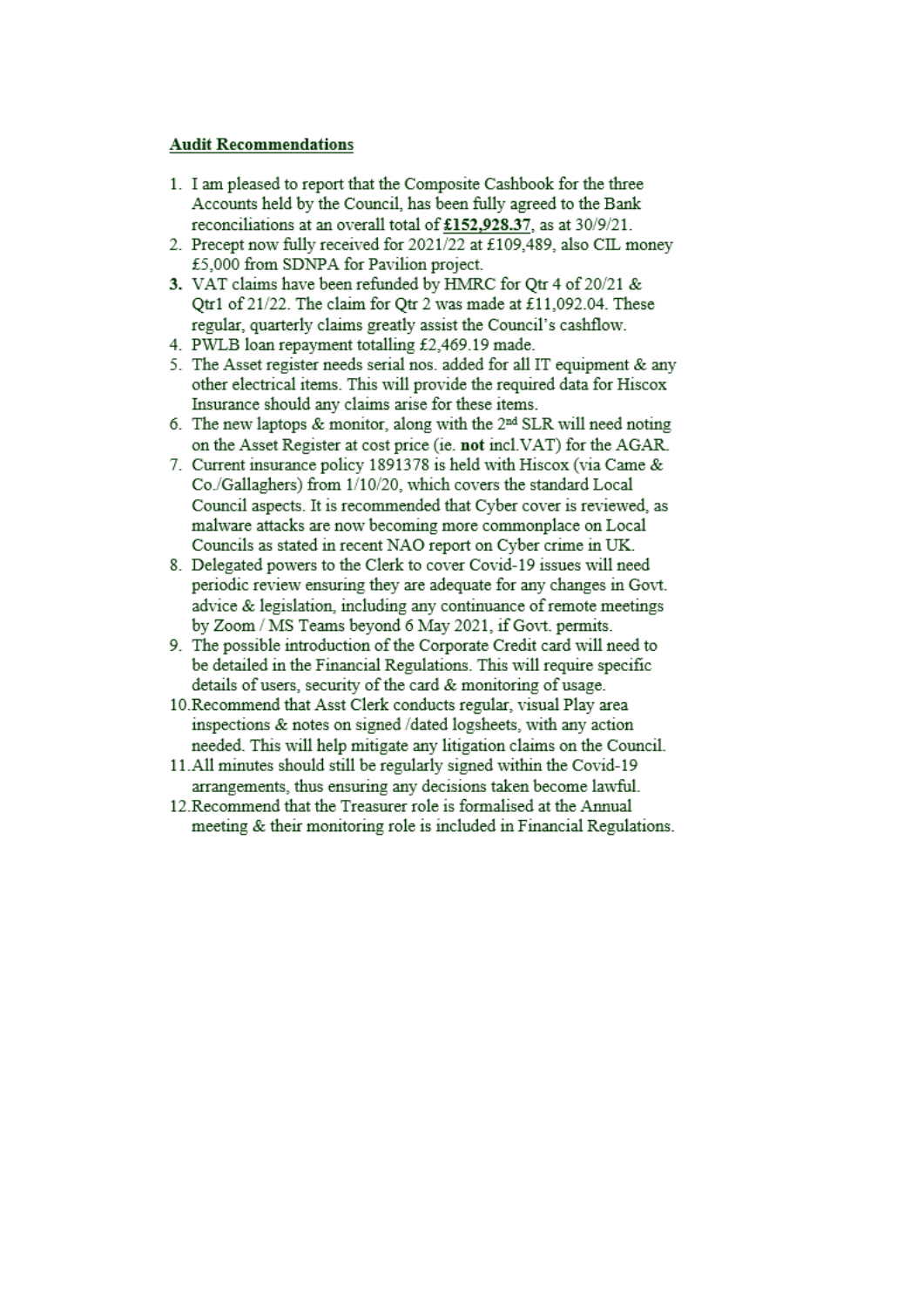**Audit Recommendations**

1. I am pleased to report that the Composite Cashbook for the three Accounts held by the Council, has been fully agreed to the Bank reconciliations at an overall total of **£152,928.37**, as at 30/9/21.
2. Precept now fully received for 2021/22 at £109,489, also CIL money £5,000 from SDNPA for Pavilion project.
3. VAT claims have been refunded by HMRC for Qtr 4 of 20/21 & Qtr1 of 21/22. The claim for Qtr 2 was made at £11,092.04. These regular, quarterly claims greatly assist the Council's cashflow.
4. PWLB loan repayment totalling £2,469.19 made.
5. The Asset register needs serial nos. added for all IT equipment & any other electrical items. This will provide the required data for Hiscox Insurance should any claims arise for these items.
6. The new laptops & monitor, along with the 2nd SLR will need noting on the Asset Register at cost price (ie. **not** incl.VAT) for the AGAR.
7. Current insurance policy 1891378 is held with Hiscox (via Came & Co./Gallaghers) from 1/10/20, which covers the standard Local Council aspects. It is recommended that Cyber cover is reviewed, as malware attacks are now becoming more commonplace on Local Councils as stated in recent NAO report on Cyber crime in UK.
8. Delegated powers to the Clerk to cover Covid-19 issues will need periodic review ensuring they are adequate for any changes in Govt. advice & legislation, including any continuance of remote meetings by Zoom / MS Teams beyond 6 May 2021, if Govt. permits.
9. The possible introduction of the Corporate Credit card will need to be detailed in the Financial Regulations. This will require specific details of users, security of the card & monitoring of usage.
10. Recommend that Asst Clerk conducts regular, visual Play area inspections & notes on signed /dated logsheets, with any action needed. This will help mitigate any litigation claims on the Council.
11. All minutes should still be regularly signed within the Covid-19 arrangements, thus ensuring any decisions taken become lawful.
12. Recommend that the Treasurer role is formalised at the Annual meeting & their monitoring role is included in Financial Regulations.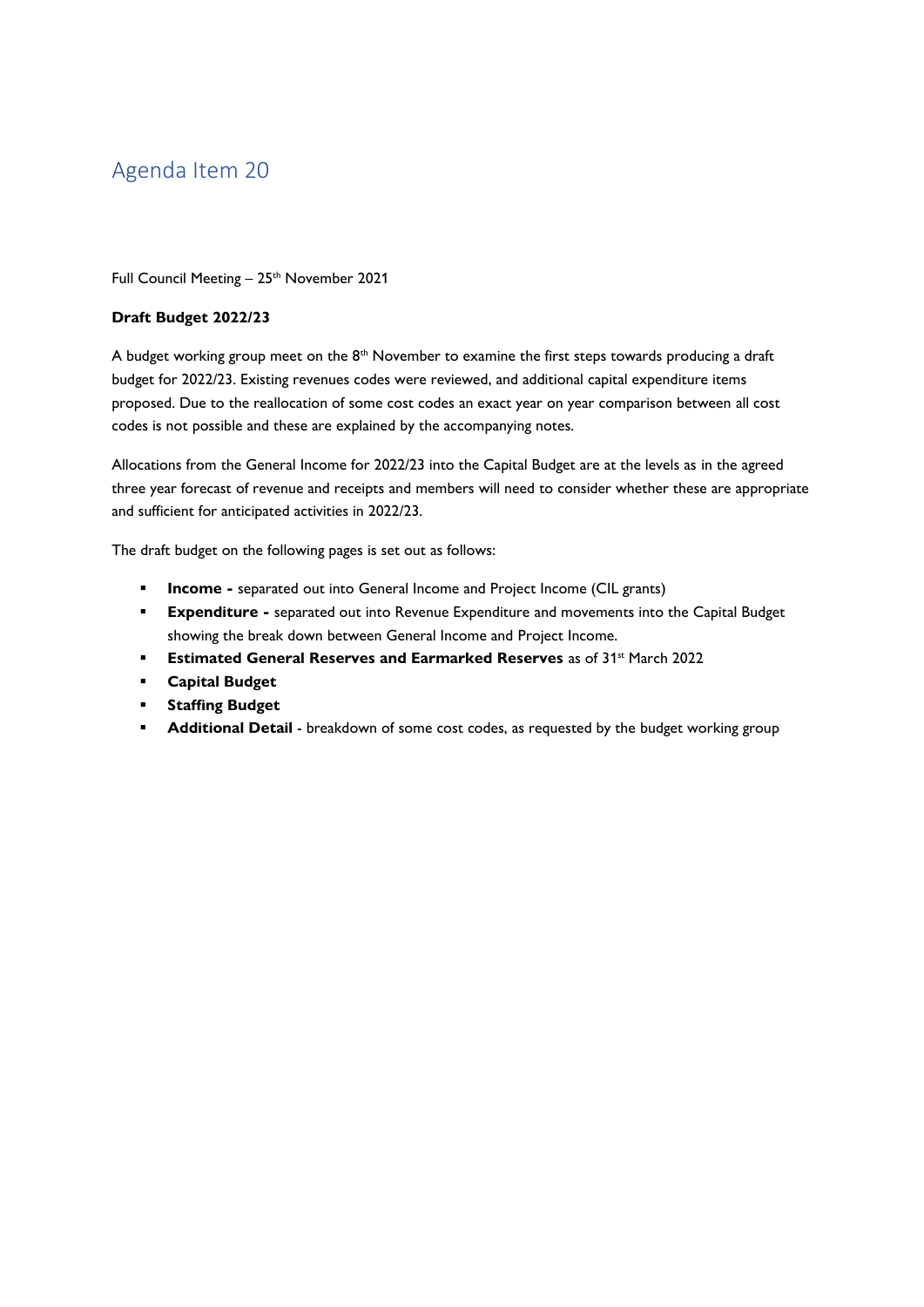# Agenda Item 20

Full Council Meeting – 25th November 2021

**Draft Budget 2022/23**

A budget working group meet on the 8th November to examine the first steps towards producing a draft budget for 2022/23. Existing revenues codes were reviewed, and additional capital expenditure items proposed. Due to the reallocation of some cost codes an exact year on year comparison between all cost codes is not possible and these are explained by the accompanying notes.

Allocations from the General Income for 2022/23 into the Capital Budget are at the levels as in the agreed three year forecast of revenue and receipts and members will need to consider whether these are appropriate and sufficient for anticipated activities in 2022/23.

The draft budget on the following pages is set out as follows:

- **Income -** separated out into General Income and Project Income (CIL grants)
- **Expenditure -** separated out into Revenue Expenditure and movements into the Capital Budget showing the break down between General Income and Project Income.
- **Estimated General Reserves and Earmarked Reserves** as of 31st March 2022
- **Capital Budget**
- **Staffing Budget**
- **Additional Detail** - breakdown of some cost codes, as requested by the budget working group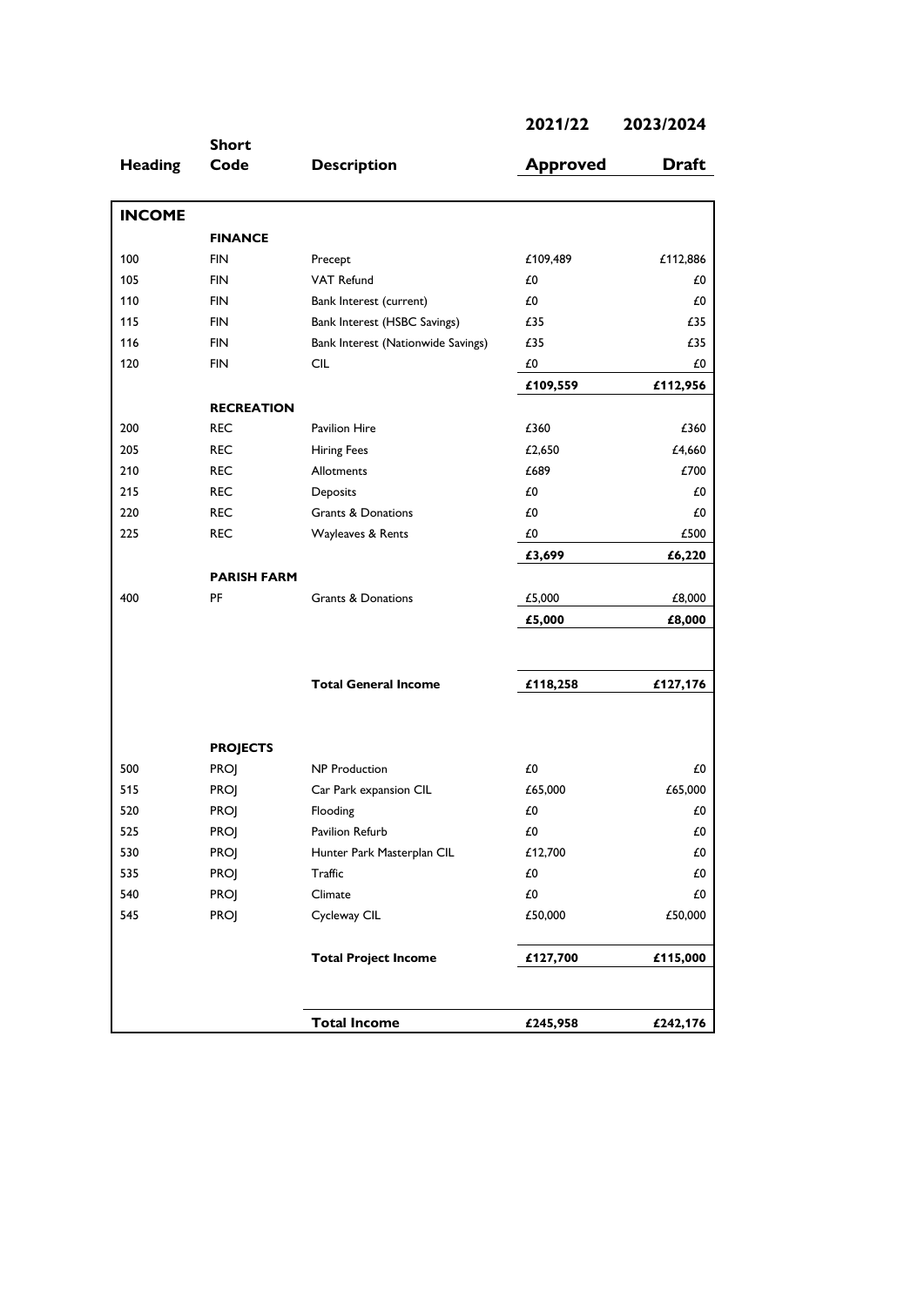| Heading | Short Code | Description | 2021/22 Approved | 2023/2024 Draft |
|---|---|---|---|---|
| **INCOME** | | | | |
| | **FINANCE** | | | |
| 100 | FIN | Precept | £109,489 | £112,886 |
| 105 | FIN | VAT Refund | £0 | £0 |
| 110 | FIN | Bank Interest (current) | £0 | £0 |
| 115 | FIN | Bank Interest (HSBC Savings) | £35 | £35 |
| 116 | FIN | Bank Interest (Nationwide Savings) | £35 | £35 |
| 120 | FIN | CIL | £0 | £0 |
| | | | **£109,559** | **£112,956** |
| | **RECREATION** | | | |
| 200 | REC | Pavilion Hire | £360 | £360 |
| 205 | REC | Hiring Fees | £2,650 | £4,660 |
| 210 | REC | Allotments | £689 | £700 |
| 215 | REC | Deposits | £0 | £0 |
| 220 | REC | Grants & Donations | £0 | £0 |
| 225 | REC | Wayleaves & Rents | £0 | £500 |
| | | | **£3,699** | **£6,220** |
| | **PARISH FARM** | | | |
| 400 | PF | Grants & Donations | £5,000 | £8,000 |
| | | | **£5,000** | **£8,000** |
| | | **Total General Income** | **£118,258** | **£127,176** |
| | **PROJECTS** | | | |
| 500 | PROJ | NP Production | £0 | £0 |
| 515 | PROJ | Car Park expansion CIL | £65,000 | £65,000 |
| 520 | PROJ | Flooding | £0 | £0 |
| 525 | PROJ | Pavilion Refurb | £0 | £0 |
| 530 | PROJ | Hunter Park Masterplan CIL | £12,700 | £0 |
| 535 | PROJ | Traffic | £0 | £0 |
| 540 | PROJ | Climate | £0 | £0 |
| 545 | PROJ | Cycleway CIL | £50,000 | £50,000 |
| | | **Total Project Income** | **£127,700** | **£115,000** |
| | | **Total Income** | **£245,958** | **£242,176** |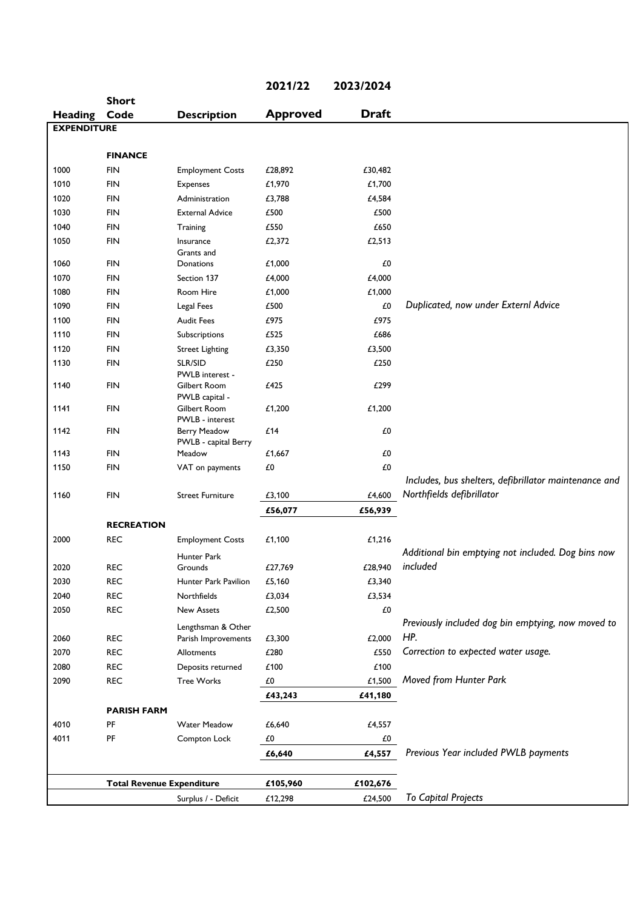| Heading | Short Code | Description | 2021/22 Approved | 2023/2024 Draft | |
|---|---|---|---|---|---|
| **EXPENDITURE** | | | | | |
| | **FINANCE** | | | | |
| 1000 | FIN | Employment Costs | £28,892 | £30,482 | |
| 1010 | FIN | Expenses | £1,970 | £1,700 | |
| 1020 | FIN | Administration | £3,788 | £4,584 | |
| 1030 | FIN | External Advice | £500 | £500 | |
| 1040 | FIN | Training | £550 | £650 | |
| 1050 | FIN | Insurance | £2,372 | £2,513 | |
| 1060 | FIN | Grants and Donations | £1,000 | £0 | |
| 1070 | FIN | Section 137 | £4,000 | £4,000 | |
| 1080 | FIN | Room Hire | £1,000 | £1,000 | |
| 1090 | FIN | Legal Fees | £500 | £0 | *Duplicated, now under Externl Advice* |
| 1100 | FIN | Audit Fees | £975 | £975 | |
| 1110 | FIN | Subscriptions | £525 | £686 | |
| 1120 | FIN | Street Lighting | £3,350 | £3,500 | |
| 1130 | FIN | SLR/SID | £250 | £250 | |
| 1140 | FIN | PWLB interest - Gilbert Room | £425 | £299 | |
| 1141 | FIN | PWLB capital - Gilbert Room | £1,200 | £1,200 | |
| 1142 | FIN | PWLB - interest Berry Meadow | £14 | £0 | |
| 1143 | FIN | PWLB - capital Berry Meadow | £1,667 | £0 | |
| 1150 | FIN | VAT on payments | £0 | £0 | |
| 1160 | FIN | Street Furniture | £3,100 | £4,600 | *Includes, bus shelters, defibrillator maintenance and Northfields defibrillator* |
| | | | £56,077 | £56,939 | |
| | **RECREATION** | | | | |
| 2000 | REC | Employment Costs | £1,100 | £1,216 | |
| 2020 | REC | Hunter Park Grounds | £27,769 | £28,940 | *Additional bin emptying not included. Dog bins now included* |
| 2030 | REC | Hunter Park Pavilion | £5,160 | £3,340 | |
| 2040 | REC | Northfields | £3,034 | £3,534 | |
| 2050 | REC | New Assets | £2,500 | £0 | |
| 2060 | REC | Lengthsman & Other Parish Improvements | £3,300 | £2,000 | *Previously included dog bin emptying, now moved to HP.* |
| 2070 | REC | Allotments | £280 | £550 | *Correction to expected water usage.* |
| 2080 | REC | Deposits returned | £100 | £100 | |
| 2090 | REC | Tree Works | £0 | £1,500 | *Moved from Hunter Park* |
| | | | £43,243 | £41,180 | |
| | **PARISH FARM** | | | | |
| 4010 | PF | Water Meadow | £6,640 | £4,557 | |
| 4011 | PF | Compton Lock | £0 | £0 | |
| | | | £6,640 | £4,557 | *Previous Year included PWLB payments* |
| | **Total Revenue Expenditure** | | **£105,960** | **£102,676** | |
| | | Surplus / - Deficit | £12,298 | £24,500 | *To Capital Projects* |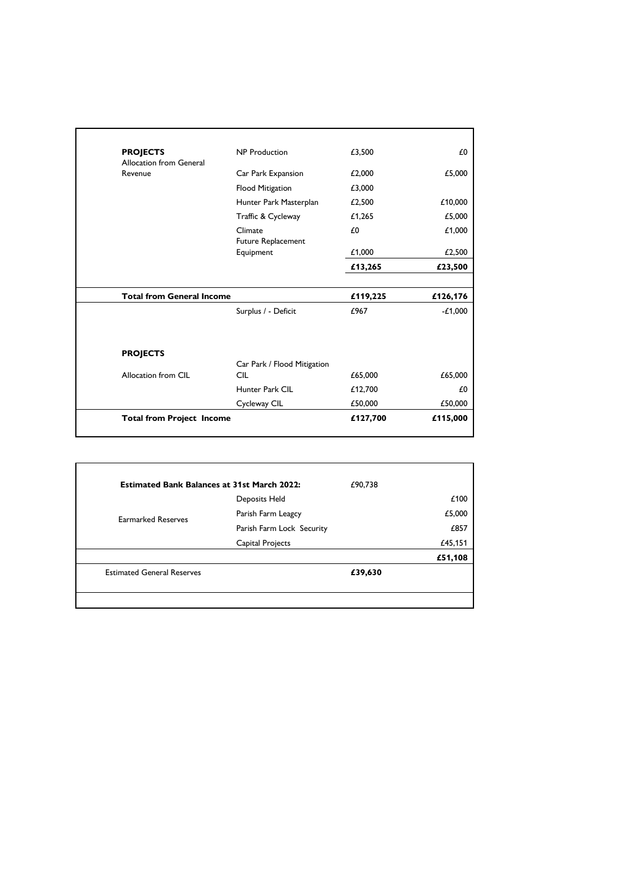| | | | |
|---|---|---|---|
| **PROJECTS** | NP Production | £3,500 | £0 |
| Allocation from General Revenue | Car Park Expansion | £2,000 | £5,000 |
| | Flood Mitigation | £3,000 | |
| | Hunter Park Masterplan | £2,500 | £10,000 |
| | Traffic & Cycleway | £1,265 | £5,000 |
| | Climate | £0 | £1,000 |
| | Future Replacement Equipment | £1,000 | £2,500 |
| | | **£13,265** | **£23,500** |
| **Total from General Income** | | **£119,225** | **£126,176** |
| | Surplus / - Deficit | £967 | -£1,000 |
| **PROJECTS** | | | |
| Allocation from CIL | Car Park / Flood Mitigation CIL | £65,000 | £65,000 |
| | Hunter Park CIL | £12,700 | £0 |
| | Cycleway CIL | £50,000 | £50,000 |
| **Total from Project Income** | | **£127,700** | **£115,000** |

| | | | |
|---|---|---|---|
| **Estimated Bank Balances at 31st March 2022:** | | £90,738 | |
| Earmarked Reserves | Deposits Held | | £100 |
| | Parish Farm Leagcy | | £5,000 |
| | Parish Farm Lock Security | | £857 |
| | Capital Projects | | £45,151 |
| | | | **£51,108** |
| Estimated General Reserves | | **£39,630** | |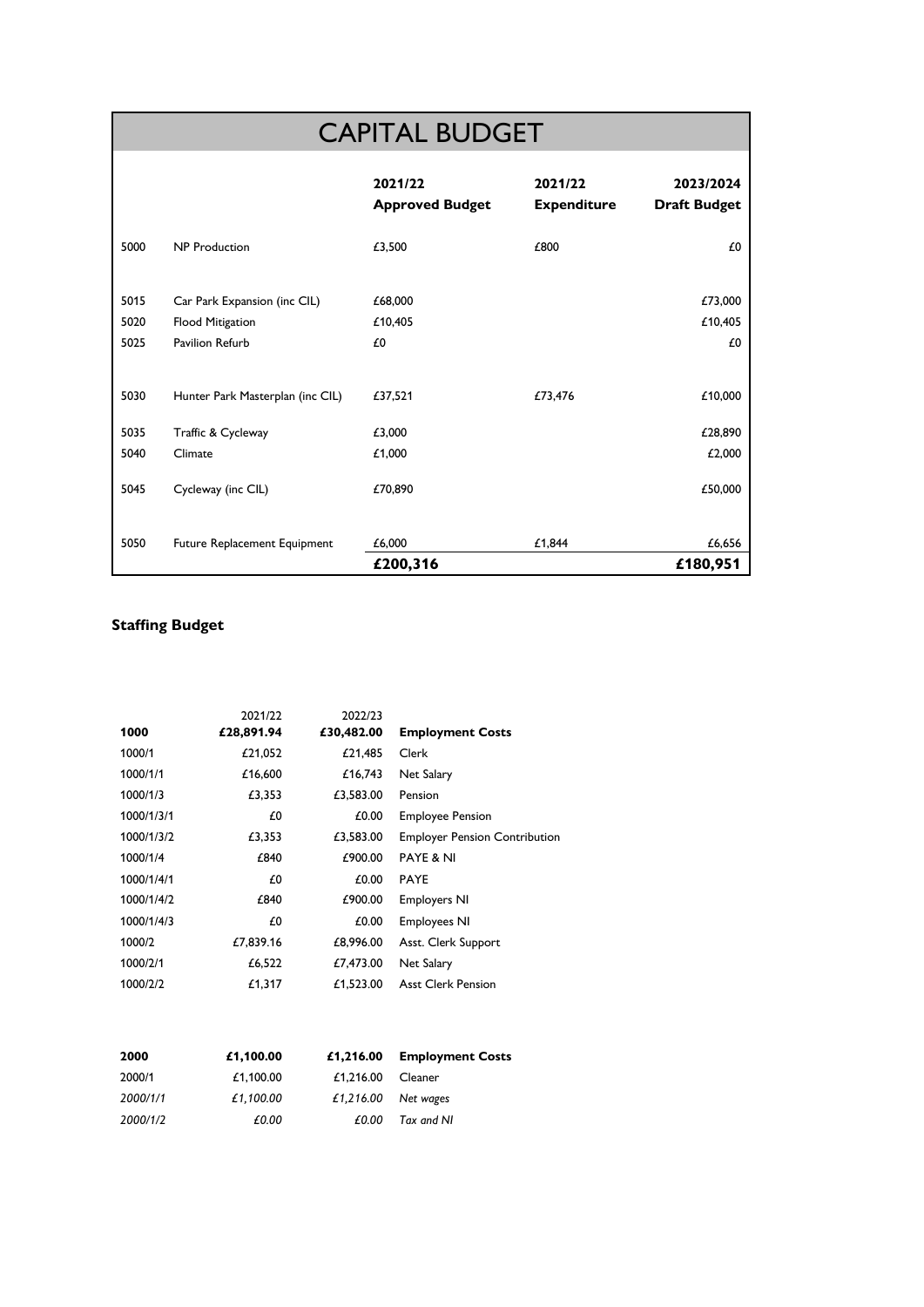## CAPITAL BUDGET

| | | 2021/22 Approved Budget | 2021/22 Expenditure | 2023/2024 Draft Budget |
|---|---|---|---|---|
| 5000 | NP Production | £3,500 | £800 | £0 |
| 5015 | Car Park Expansion (inc CIL) | £68,000 | | £73,000 |
| 5020 | Flood Mitigation | £10,405 | | £10,405 |
| 5025 | Pavilion Refurb | £0 | | £0 |
| 5030 | Hunter Park Masterplan (inc CIL) | £37,521 | £73,476 | £10,000 |
| 5035 | Traffic & Cycleway | £3,000 | | £28,890 |
| 5040 | Climate | £1,000 | | £2,000 |
| 5045 | Cycleway (inc CIL) | £70,890 | | £50,000 |
| 5050 | Future Replacement Equipment | £6,000 | £1,844 | £6,656 |
| | | **£200,316** | | **£180,951** |

**Staffing Budget**

| | 2021/22 | 2022/23 | |
|---|---|---|---|
| **1000** | **£28,891.94** | **£30,482.00** | **Employment Costs** |
| 1000/1 | £21,052 | £21,485 | Clerk |
| 1000/1/1 | £16,600 | £16,743 | Net Salary |
| 1000/1/3 | £3,353 | £3,583.00 | Pension |
| 1000/1/3/1 | £0 | £0.00 | Employee Pension |
| 1000/1/3/2 | £3,353 | £3,583.00 | Employer Pension Contribution |
| 1000/1/4 | £840 | £900.00 | PAYE & NI |
| 1000/1/4/1 | £0 | £0.00 | PAYE |
| 1000/1/4/2 | £840 | £900.00 | Employers NI |
| 1000/1/4/3 | £0 | £0.00 | Employees NI |
| 1000/2 | £7,839.16 | £8,996.00 | Asst. Clerk Support |
| 1000/2/1 | £6,522 | £7,473.00 | Net Salary |
| 1000/2/2 | £1,317 | £1,523.00 | Asst Clerk Pension |

| | | | |
|---|---|---|---|
| **2000** | **£1,100.00** | **£1,216.00** | **Employment Costs** |
| 2000/1 | £1,100.00 | £1,216.00 | Cleaner |
| *2000/1/1* | *£1,100.00* | *£1,216.00* | *Net wages* |
| *2000/1/2* | *£0.00* | *£0.00* | *Tax and NI* |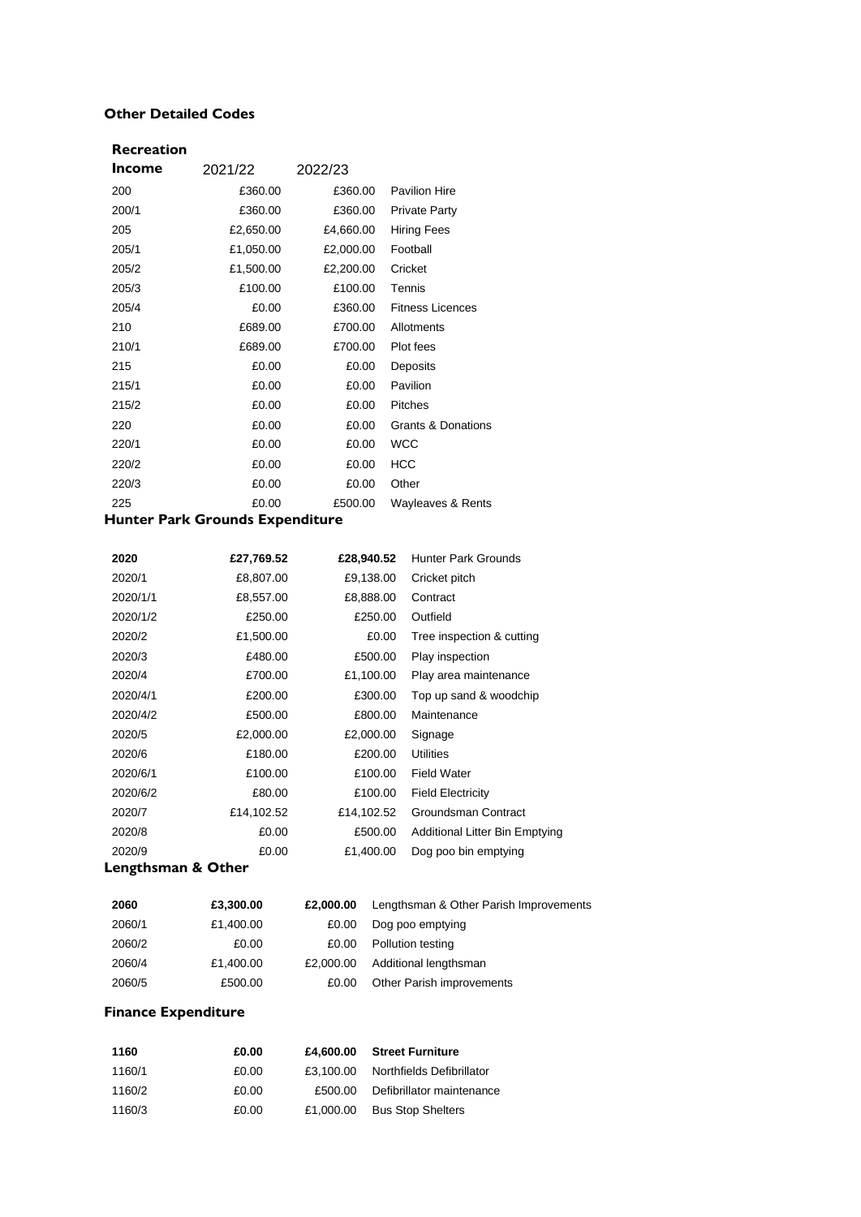## Other Detailed Codes

### Recreation

| Income | 2021/22 | 2022/23 | |
|---|---|---|---|
| 200 | £360.00 | £360.00 | Pavilion Hire |
| 200/1 | £360.00 | £360.00 | Private Party |
| 205 | £2,650.00 | £4,660.00 | Hiring Fees |
| 205/1 | £1,050.00 | £2,000.00 | Football |
| 205/2 | £1,500.00 | £2,200.00 | Cricket |
| 205/3 | £100.00 | £100.00 | Tennis |
| 205/4 | £0.00 | £360.00 | Fitness Licences |
| 210 | £689.00 | £700.00 | Allotments |
| 210/1 | £689.00 | £700.00 | Plot fees |
| 215 | £0.00 | £0.00 | Deposits |
| 215/1 | £0.00 | £0.00 | Pavilion |
| 215/2 | £0.00 | £0.00 | Pitches |
| 220 | £0.00 | £0.00 | Grants & Donations |
| 220/1 | £0.00 | £0.00 | WCC |
| 220/2 | £0.00 | £0.00 | HCC |
| 220/3 | £0.00 | £0.00 | Other |
| 225 | £0.00 | £500.00 | Wayleaves & Rents |

### Hunter Park Grounds Expenditure

| | | | |
|---|---|---|---|
| **2020** | **£27,769.52** | **£28,940.52** | Hunter Park Grounds |
| 2020/1 | £8,807.00 | £9,138.00 | Cricket pitch |
| 2020/1/1 | £8,557.00 | £8,888.00 | Contract |
| 2020/1/2 | £250.00 | £250.00 | Outfield |
| 2020/2 | £1,500.00 | £0.00 | Tree inspection & cutting |
| 2020/3 | £480.00 | £500.00 | Play inspection |
| 2020/4 | £700.00 | £1,100.00 | Play area maintenance |
| 2020/4/1 | £200.00 | £300.00 | Top up sand & woodchip |
| 2020/4/2 | £500.00 | £800.00 | Maintenance |
| 2020/5 | £2,000.00 | £2,000.00 | Signage |
| 2020/6 | £180.00 | £200.00 | Utilities |
| 2020/6/1 | £100.00 | £100.00 | Field Water |
| 2020/6/2 | £80.00 | £100.00 | Field Electricity |
| 2020/7 | £14,102.52 | £14,102.52 | Groundsman Contract |
| 2020/8 | £0.00 | £500.00 | Additional Litter Bin Emptying |
| 2020/9 | £0.00 | £1,400.00 | Dog poo bin emptying |

### Lengthsman & Other

| | | | |
|---|---|---|---|
| **2060** | **£3,300.00** | **£2,000.00** | Lengthsman & Other Parish Improvements |
| 2060/1 | £1,400.00 | £0.00 | Dog poo emptying |
| 2060/2 | £0.00 | £0.00 | Pollution testing |
| 2060/4 | £1,400.00 | £2,000.00 | Additional lengthsman |
| 2060/5 | £500.00 | £0.00 | Other Parish improvements |

### Finance Expenditure

| | | | |
|---|---|---|---|
| **1160** | **£0.00** | **£4,600.00** | **Street Furniture** |
| 1160/1 | £0.00 | £3,100.00 | Northfields Defibrillator |
| 1160/2 | £0.00 | £500.00 | Defibrillator maintenance |
| 1160/3 | £0.00 | £1,000.00 | Bus Stop Shelters |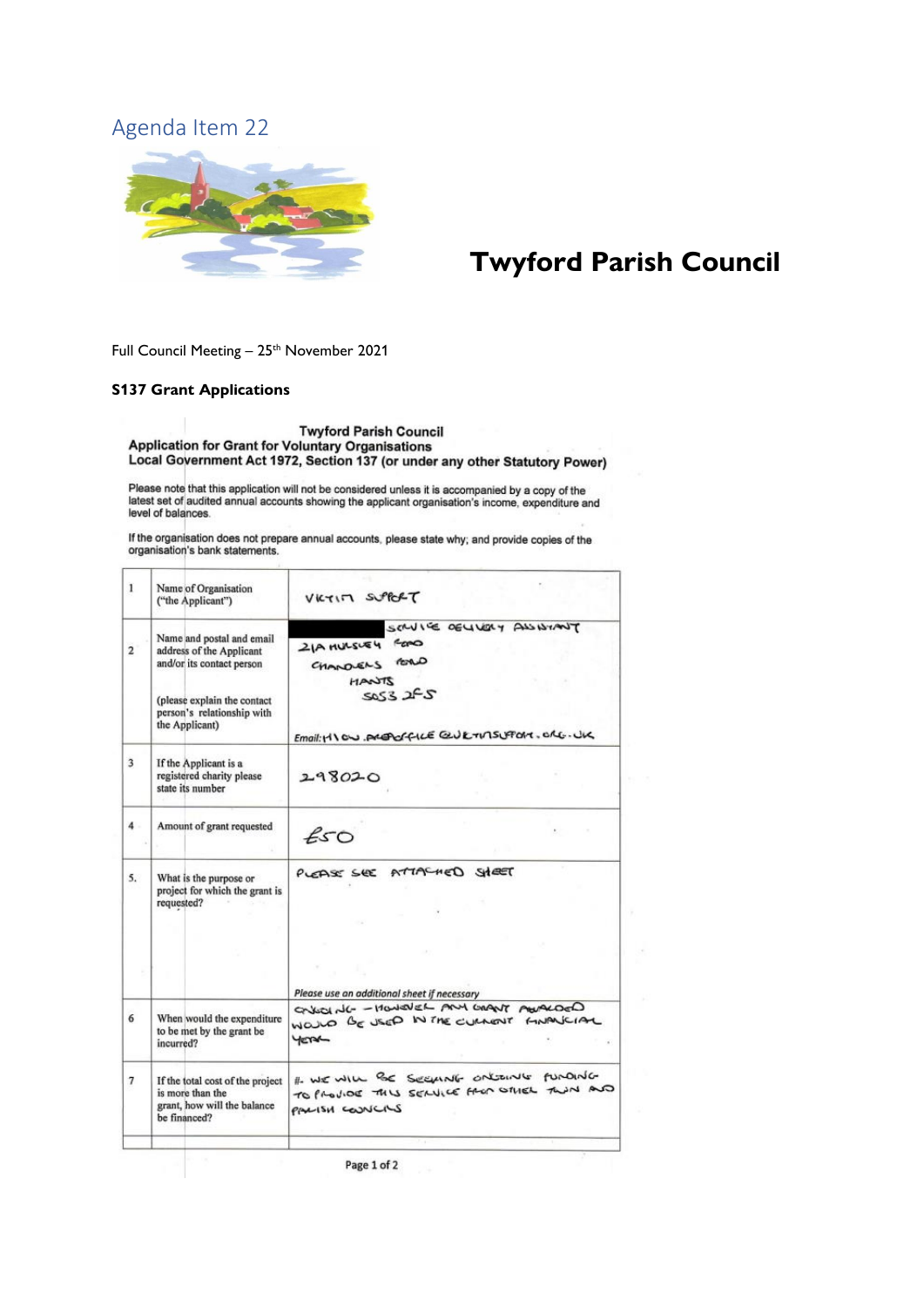Agenda Item 22

# Twyford Parish Council

Full Council Meeting – 25th November 2021

**S137 Grant Applications**

**Twyford Parish Council**
**Application for Grant for Voluntary Organisations**
**Local Government Act 1972, Section 137 (or under any other Statutory Power)**

Please note that this application will not be considered unless it is accompanied by a copy of the latest set of audited annual accounts showing the applicant organisation's income, expenditure and level of balances.

If the organisation does not prepare annual accounts, please state why; and provide copies of the organisation's bank statements.

| | | |
|---|---|---|
| 1 | Name of Organisation ("the Applicant") | VICTIM SUPPORT |
| 2 | Name and postal and email address of the Applicant and/or its contact person<br><br>(please explain the contact person's relationship with the Applicant) | [redacted] SERVICE DELIVERY ASSISTANT<br>21A HURSLEY ROAD<br>CHANDLERS FORD<br>HANTS<br>SO53 2FS<br><br>Email: HIOW.AREAOFFICE@VICTIMSUPPORT.ORG.UK |
| 3 | If the Applicant is a registered charity please state its number | 298020 |
| 4 | Amount of grant requested | £50 |
| 5. | What is the purpose or project for which the grant is requested? | PLEASE SEE ATTACHED SHEET<br><br>*Please use an additional sheet if necessary* |
| 6 | When would the expenditure to be met by the grant be incurred? | ONGOING – HOWEVER ANY GRANT AWARDED WOULD BE USED IN THE CURRENT FINANCIAL YEAR |
| 7 | If the total cost of the project is more than the grant, how will the balance be financed? | #- WE WILL BE SEEKING ONGOING FUNDING TO PROVIDE THIS SERVICE FROM OTHER TOWN AND PARISH COUNCILS |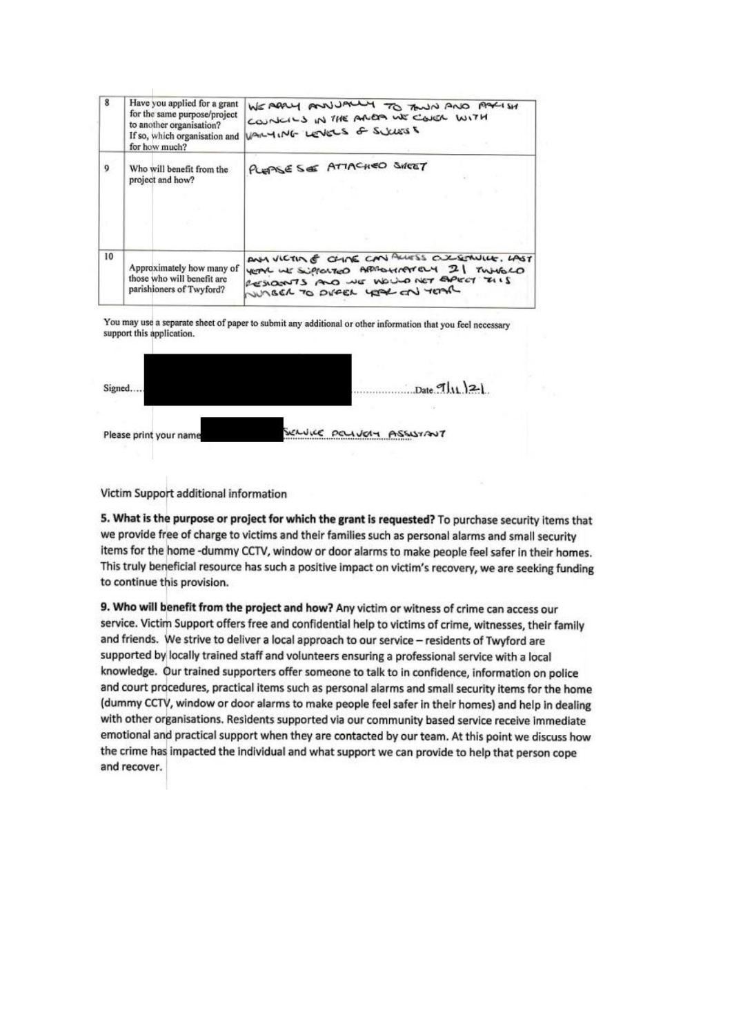| | | |
|---|---|---|
| 8 | Have you applied for a grant for the same purpose/project to another organisation? If so, which organisation and for how much? | WE APPLY ANNUALLY TO TOWN AND PARISH COUNCILS IN THE AREA WE COVER WITH VARYING LEVELS OF SUCCESS |
| 9 | Who will benefit from the project and how? | PLEASE SEE ATTACHED SHEET |
| 10 | Approximately how many of those who will benefit are parishioners of Twyford? | ANY VICTIM OF CRIME CAN ACCESS OUR SERVICE. LAST YEAR WE SUPPORTED APPROXIMATELY 21 TWYFORD RESIDENTS AND WE WOULD NOT EXPECT THIS NUMBER TO DIFFER YEAR ON YEAR |

You may use a separate sheet of paper to submit any additional or other information that you feel necessary support this application.

Signed.... Date 9/11/21

Please print your name SERVICE DELIVERY ASSISTANT

Victim Support additional information

**5. What is the purpose or project for which the grant is requested?** To purchase security items that we provide free of charge to victims and their families such as personal alarms and small security items for the home -dummy CCTV, window or door alarms to make people feel safer in their homes. This truly beneficial resource has such a positive impact on victim's recovery, we are seeking funding to continue this provision.

**9. Who will benefit from the project and how?** Any victim or witness of crime can access our service. Victim Support offers free and confidential help to victims of crime, witnesses, their family and friends. We strive to deliver a local approach to our service – residents of Twyford are supported by locally trained staff and volunteers ensuring a professional service with a local knowledge. Our trained supporters offer someone to talk to in confidence, information on police and court procedures, practical items such as personal alarms and small security items for the home (dummy CCTV, window or door alarms to make people feel safer in their homes) and help in dealing with other organisations. Residents supported via our community based service receive immediate emotional and practical support when they are contacted by our team. At this point we discuss how the crime has impacted the individual and what support we can provide to help that person cope and recover.